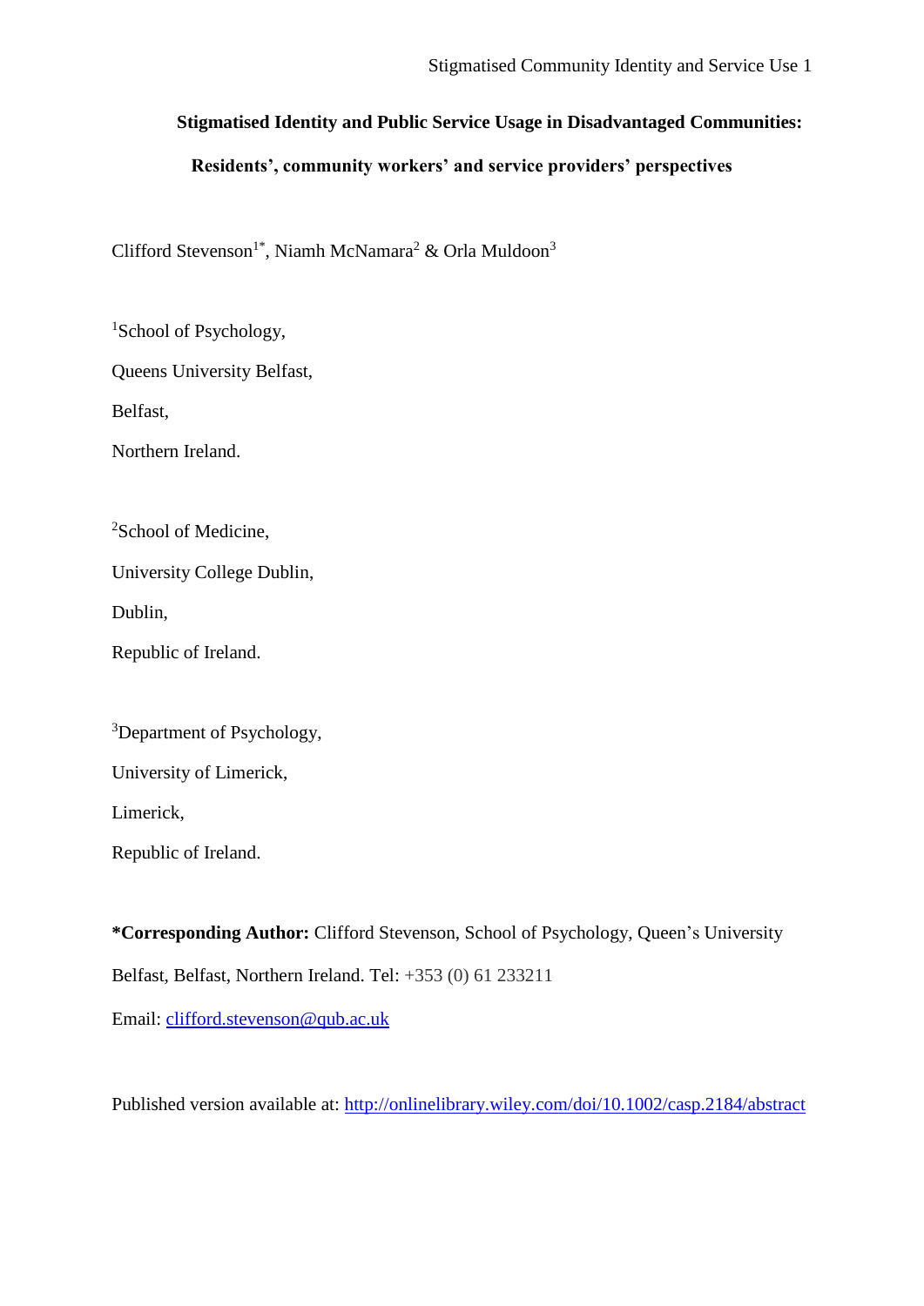# Stigmatised Identity and Public Service Usage in Disadvantaged Communities: Residents', community workers' and service providers' perspectives

Clifford Stevenson[1*], Niamh McNamara[2] & Orla Muldoon[3]

[1]School of Psychology,
Queens University Belfast,
Belfast,
Northern Ireland.

[2]School of Medicine,
University College Dublin,
Dublin,
Republic of Ireland.

[3]Department of Psychology,
University of Limerick,
Limerick,
Republic of Ireland.

**\*Corresponding Author:** Clifford Stevenson, School of Psychology, Queen's University Belfast, Belfast, Northern Ireland. Tel: +353 (0) 61 233211
Email: clifford.stevenson@qub.ac.uk

Published version available at: http://onlinelibrary.wiley.com/doi/10.1002/casp.2184/abstract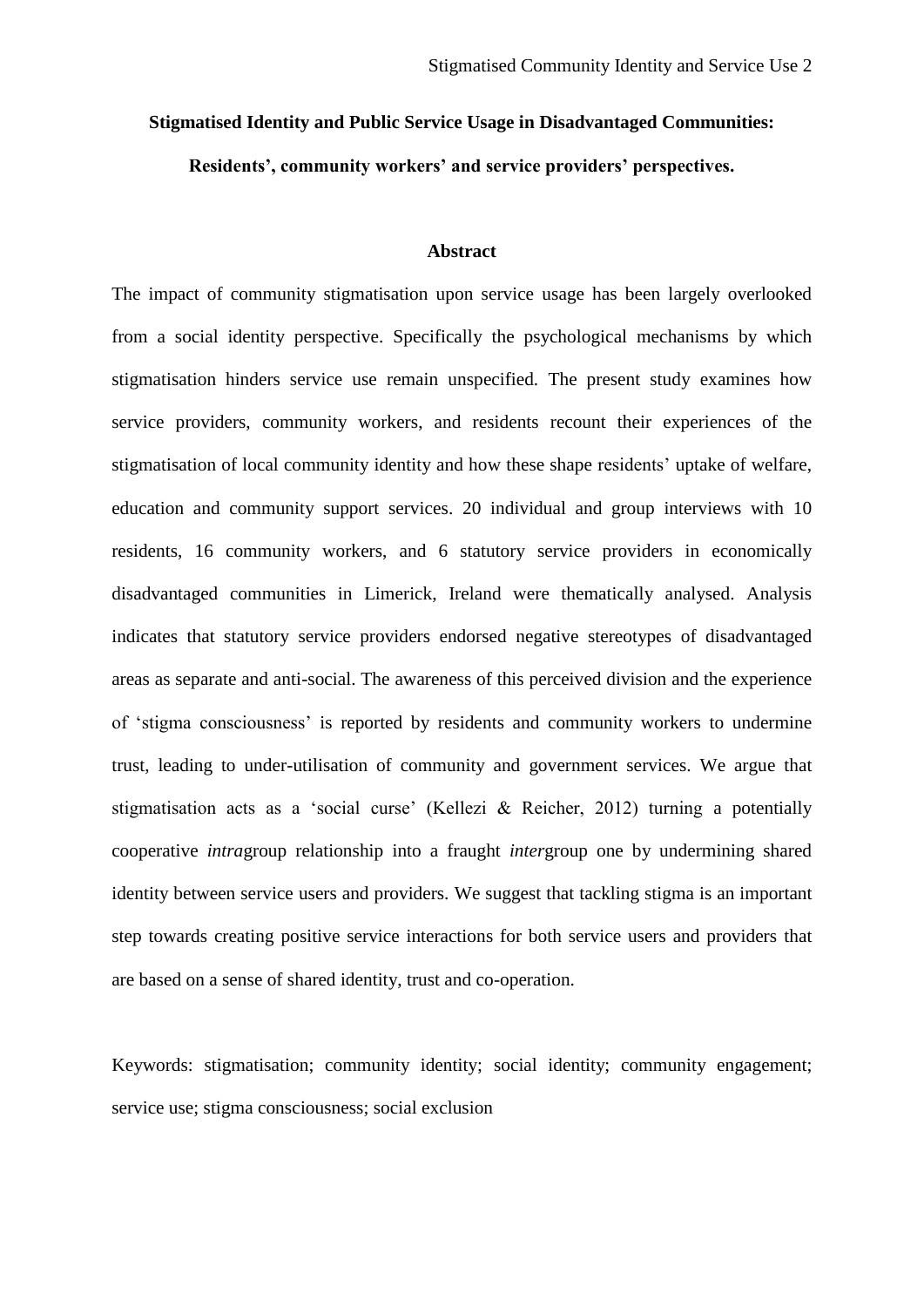**Stigmatised Identity and Public Service Usage in Disadvantaged Communities: Residents', community workers' and service providers' perspectives.**

## Abstract

The impact of community stigmatisation upon service usage has been largely overlooked from a social identity perspective. Specifically the psychological mechanisms by which stigmatisation hinders service use remain unspecified. The present study examines how service providers, community workers, and residents recount their experiences of the stigmatisation of local community identity and how these shape residents' uptake of welfare, education and community support services. 20 individual and group interviews with 10 residents, 16 community workers, and 6 statutory service providers in economically disadvantaged communities in Limerick, Ireland were thematically analysed. Analysis indicates that statutory service providers endorsed negative stereotypes of disadvantaged areas as separate and anti-social. The awareness of this perceived division and the experience of 'stigma consciousness' is reported by residents and community workers to undermine trust, leading to under-utilisation of community and government services. We argue that stigmatisation acts as a 'social curse' (Kellezi & Reicher, 2012) turning a potentially cooperative *intra*group relationship into a fraught *inter*group one by undermining shared identity between service users and providers. We suggest that tackling stigma is an important step towards creating positive service interactions for both service users and providers that are based on a sense of shared identity, trust and co-operation.

Keywords: stigmatisation; community identity; social identity; community engagement; service use; stigma consciousness; social exclusion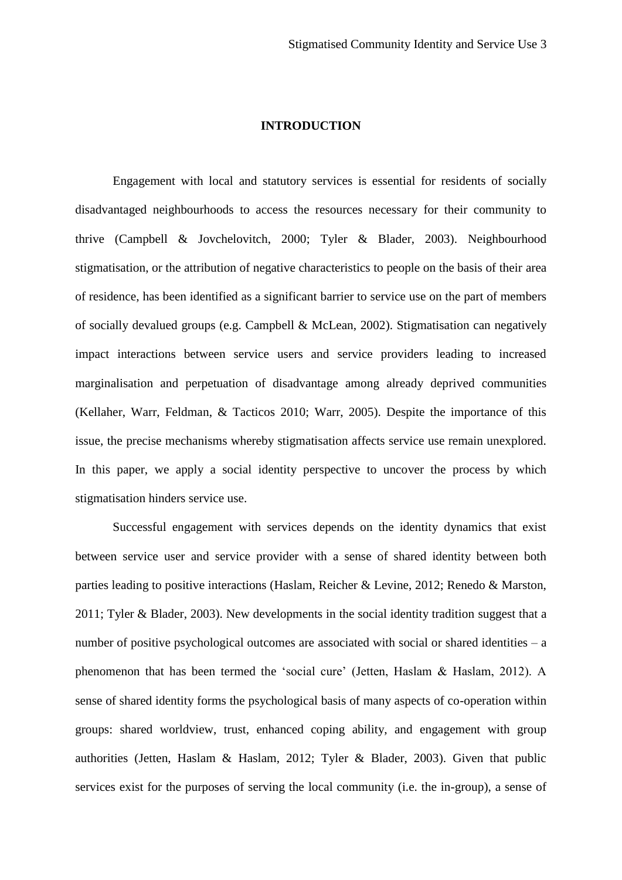# INTRODUCTION

Engagement with local and statutory services is essential for residents of socially disadvantaged neighbourhoods to access the resources necessary for their community to thrive (Campbell & Jovchelovitch, 2000; Tyler & Blader, 2003). Neighbourhood stigmatisation, or the attribution of negative characteristics to people on the basis of their area of residence, has been identified as a significant barrier to service use on the part of members of socially devalued groups (e.g. Campbell & McLean, 2002). Stigmatisation can negatively impact interactions between service users and service providers leading to increased marginalisation and perpetuation of disadvantage among already deprived communities (Kellaher, Warr, Feldman, & Tacticos 2010; Warr, 2005). Despite the importance of this issue, the precise mechanisms whereby stigmatisation affects service use remain unexplored. In this paper, we apply a social identity perspective to uncover the process by which stigmatisation hinders service use.

Successful engagement with services depends on the identity dynamics that exist between service user and service provider with a sense of shared identity between both parties leading to positive interactions (Haslam, Reicher & Levine, 2012; Renedo & Marston, 2011; Tyler & Blader, 2003). New developments in the social identity tradition suggest that a number of positive psychological outcomes are associated with social or shared identities – a phenomenon that has been termed the 'social cure' (Jetten, Haslam & Haslam, 2012). A sense of shared identity forms the psychological basis of many aspects of co-operation within groups: shared worldview, trust, enhanced coping ability, and engagement with group authorities (Jetten, Haslam & Haslam, 2012; Tyler & Blader, 2003). Given that public services exist for the purposes of serving the local community (i.e. the in-group), a sense of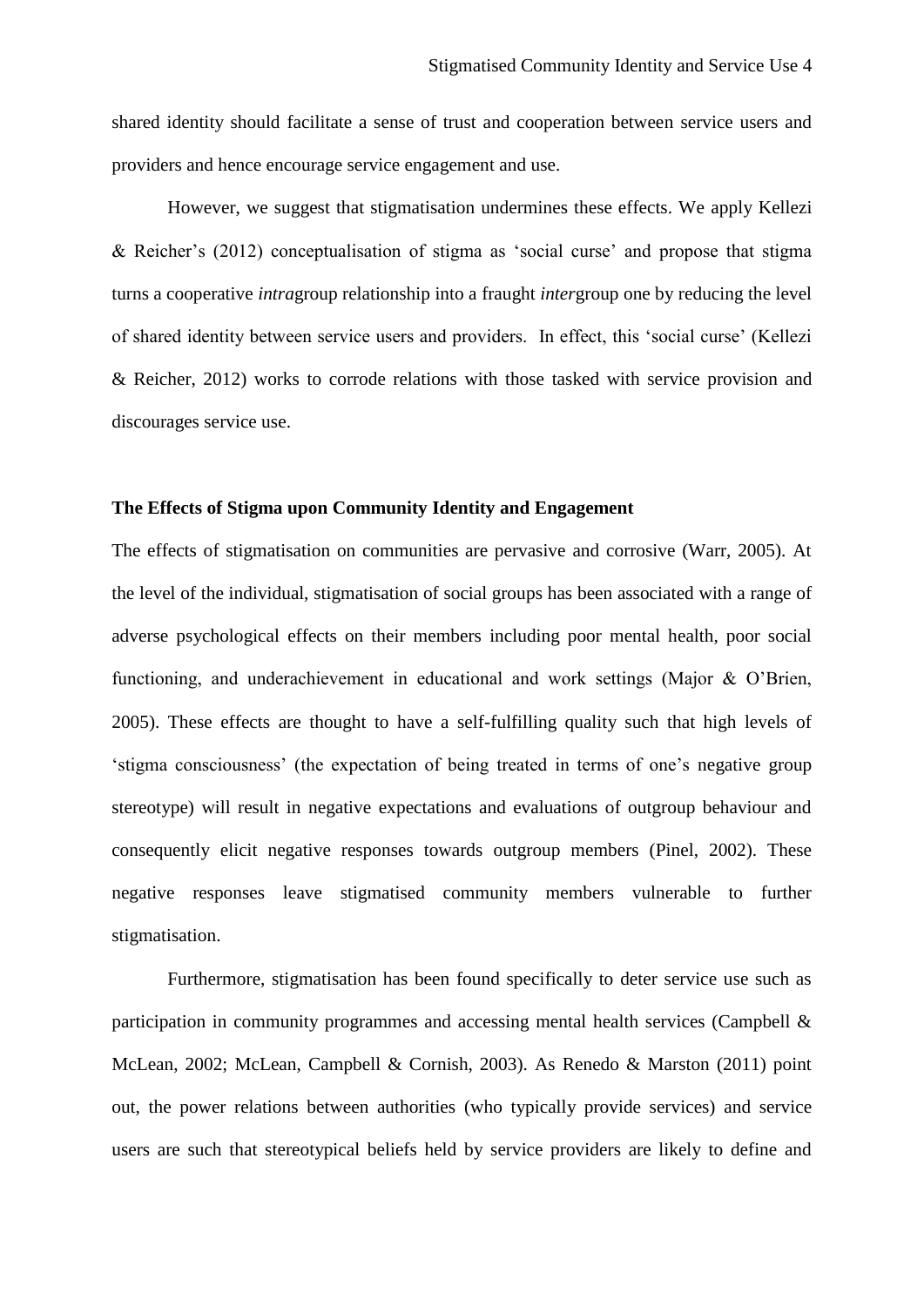shared identity should facilitate a sense of trust and cooperation between service users and providers and hence encourage service engagement and use.

However, we suggest that stigmatisation undermines these effects. We apply Kellezi & Reicher's (2012) conceptualisation of stigma as 'social curse' and propose that stigma turns a cooperative *intra*group relationship into a fraught *inter*group one by reducing the level of shared identity between service users and providers. In effect, this 'social curse' (Kellezi & Reicher, 2012) works to corrode relations with those tasked with service provision and discourages service use.

**The Effects of Stigma upon Community Identity and Engagement**

The effects of stigmatisation on communities are pervasive and corrosive (Warr, 2005). At the level of the individual, stigmatisation of social groups has been associated with a range of adverse psychological effects on their members including poor mental health, poor social functioning, and underachievement in educational and work settings (Major & O'Brien, 2005). These effects are thought to have a self-fulfilling quality such that high levels of 'stigma consciousness' (the expectation of being treated in terms of one's negative group stereotype) will result in negative expectations and evaluations of outgroup behaviour and consequently elicit negative responses towards outgroup members (Pinel, 2002). These negative responses leave stigmatised community members vulnerable to further stigmatisation.

Furthermore, stigmatisation has been found specifically to deter service use such as participation in community programmes and accessing mental health services (Campbell & McLean, 2002; McLean, Campbell & Cornish, 2003). As Renedo & Marston (2011) point out, the power relations between authorities (who typically provide services) and service users are such that stereotypical beliefs held by service providers are likely to define and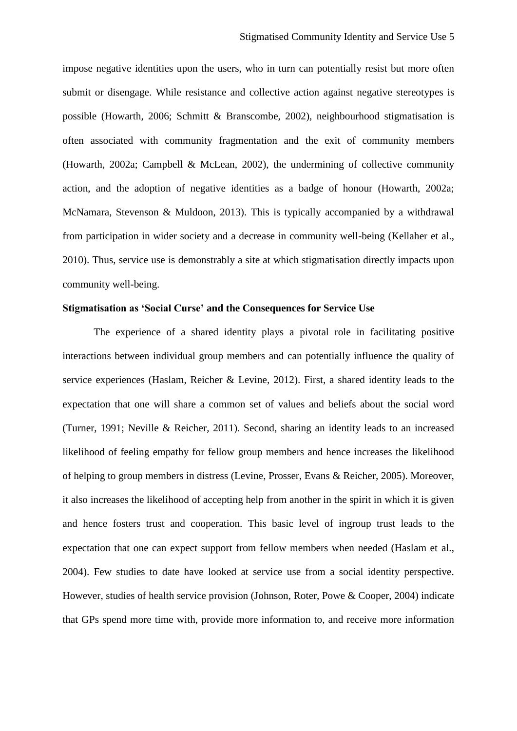impose negative identities upon the users, who in turn can potentially resist but more often submit or disengage. While resistance and collective action against negative stereotypes is possible (Howarth, 2006; Schmitt & Branscombe, 2002), neighbourhood stigmatisation is often associated with community fragmentation and the exit of community members (Howarth, 2002a; Campbell & McLean, 2002), the undermining of collective community action, and the adoption of negative identities as a badge of honour (Howarth, 2002a; McNamara, Stevenson & Muldoon, 2013). This is typically accompanied by a withdrawal from participation in wider society and a decrease in community well-being (Kellaher et al., 2010). Thus, service use is demonstrably a site at which stigmatisation directly impacts upon community well-being.

**Stigmatisation as 'Social Curse' and the Consequences for Service Use**

The experience of a shared identity plays a pivotal role in facilitating positive interactions between individual group members and can potentially influence the quality of service experiences (Haslam, Reicher & Levine, 2012). First, a shared identity leads to the expectation that one will share a common set of values and beliefs about the social word (Turner, 1991; Neville & Reicher, 2011). Second, sharing an identity leads to an increased likelihood of feeling empathy for fellow group members and hence increases the likelihood of helping to group members in distress (Levine, Prosser, Evans & Reicher, 2005). Moreover, it also increases the likelihood of accepting help from another in the spirit in which it is given and hence fosters trust and cooperation. This basic level of ingroup trust leads to the expectation that one can expect support from fellow members when needed (Haslam et al., 2004). Few studies to date have looked at service use from a social identity perspective. However, studies of health service provision (Johnson, Roter, Powe & Cooper, 2004) indicate that GPs spend more time with, provide more information to, and receive more information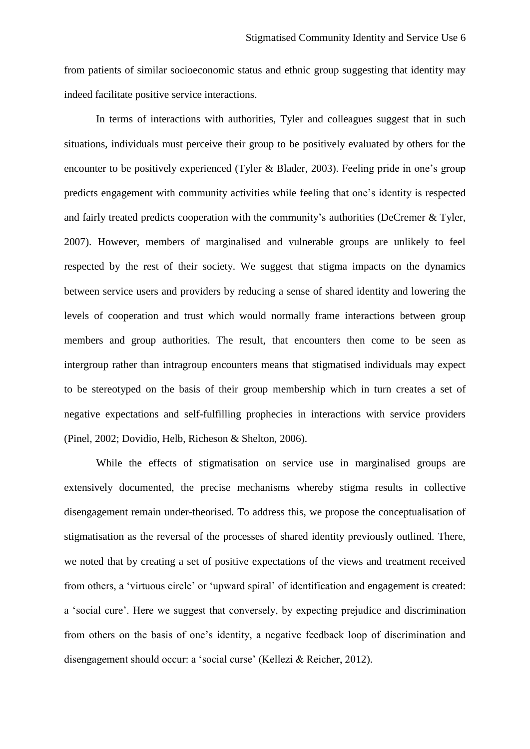from patients of similar socioeconomic status and ethnic group suggesting that identity may indeed facilitate positive service interactions.

In terms of interactions with authorities, Tyler and colleagues suggest that in such situations, individuals must perceive their group to be positively evaluated by others for the encounter to be positively experienced (Tyler & Blader, 2003). Feeling pride in one's group predicts engagement with community activities while feeling that one's identity is respected and fairly treated predicts cooperation with the community's authorities (DeCremer & Tyler, 2007). However, members of marginalised and vulnerable groups are unlikely to feel respected by the rest of their society. We suggest that stigma impacts on the dynamics between service users and providers by reducing a sense of shared identity and lowering the levels of cooperation and trust which would normally frame interactions between group members and group authorities. The result, that encounters then come to be seen as intergroup rather than intragroup encounters means that stigmatised individuals may expect to be stereotyped on the basis of their group membership which in turn creates a set of negative expectations and self-fulfilling prophecies in interactions with service providers (Pinel, 2002; Dovidio, Helb, Richeson & Shelton, 2006).

While the effects of stigmatisation on service use in marginalised groups are extensively documented, the precise mechanisms whereby stigma results in collective disengagement remain under-theorised. To address this, we propose the conceptualisation of stigmatisation as the reversal of the processes of shared identity previously outlined. There, we noted that by creating a set of positive expectations of the views and treatment received from others, a 'virtuous circle' or 'upward spiral' of identification and engagement is created: a 'social cure'. Here we suggest that conversely, by expecting prejudice and discrimination from others on the basis of one's identity, a negative feedback loop of discrimination and disengagement should occur: a 'social curse' (Kellezi & Reicher, 2012).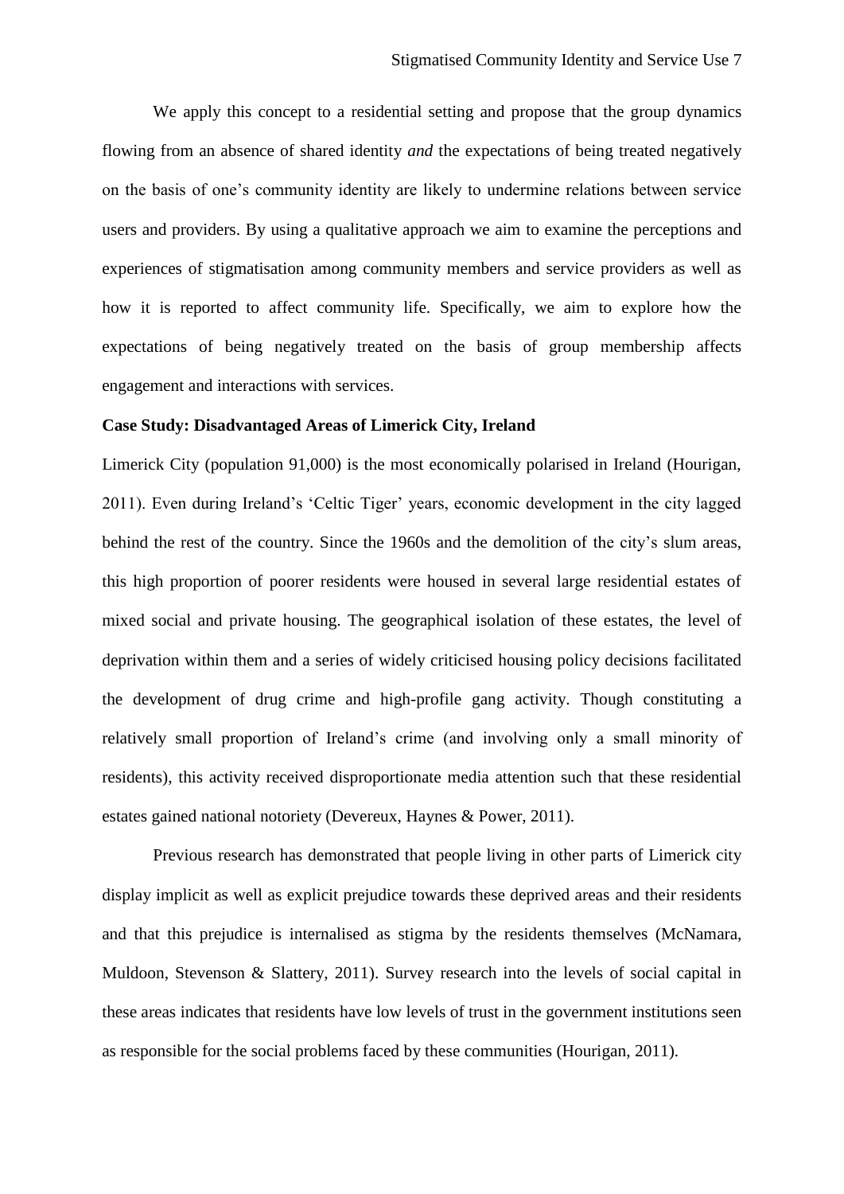We apply this concept to a residential setting and propose that the group dynamics flowing from an absence of shared identity *and* the expectations of being treated negatively on the basis of one's community identity are likely to undermine relations between service users and providers. By using a qualitative approach we aim to examine the perceptions and experiences of stigmatisation among community members and service providers as well as how it is reported to affect community life. Specifically, we aim to explore how the expectations of being negatively treated on the basis of group membership affects engagement and interactions with services.

**Case Study: Disadvantaged Areas of Limerick City, Ireland**

Limerick City (population 91,000) is the most economically polarised in Ireland (Hourigan, 2011). Even during Ireland's 'Celtic Tiger' years, economic development in the city lagged behind the rest of the country. Since the 1960s and the demolition of the city's slum areas, this high proportion of poorer residents were housed in several large residential estates of mixed social and private housing. The geographical isolation of these estates, the level of deprivation within them and a series of widely criticised housing policy decisions facilitated the development of drug crime and high-profile gang activity. Though constituting a relatively small proportion of Ireland's crime (and involving only a small minority of residents), this activity received disproportionate media attention such that these residential estates gained national notoriety (Devereux, Haynes & Power, 2011).

Previous research has demonstrated that people living in other parts of Limerick city display implicit as well as explicit prejudice towards these deprived areas and their residents and that this prejudice is internalised as stigma by the residents themselves (McNamara, Muldoon, Stevenson & Slattery, 2011). Survey research into the levels of social capital in these areas indicates that residents have low levels of trust in the government institutions seen as responsible for the social problems faced by these communities (Hourigan, 2011).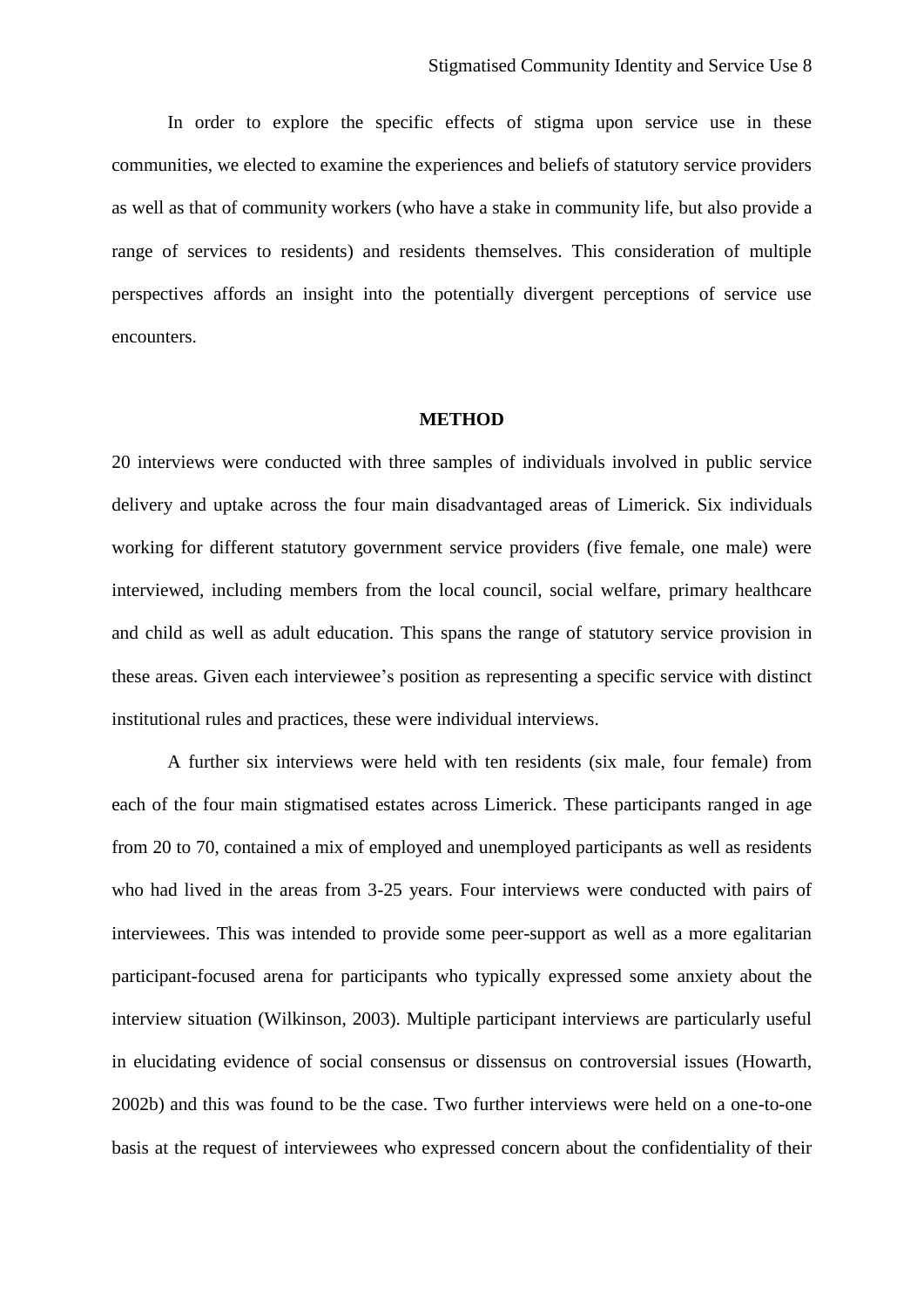In order to explore the specific effects of stigma upon service use in these communities, we elected to examine the experiences and beliefs of statutory service providers as well as that of community workers (who have a stake in community life, but also provide a range of services to residents) and residents themselves. This consideration of multiple perspectives affords an insight into the potentially divergent perceptions of service use encounters.

## METHOD

20 interviews were conducted with three samples of individuals involved in public service delivery and uptake across the four main disadvantaged areas of Limerick. Six individuals working for different statutory government service providers (five female, one male) were interviewed, including members from the local council, social welfare, primary healthcare and child as well as adult education. This spans the range of statutory service provision in these areas. Given each interviewee's position as representing a specific service with distinct institutional rules and practices, these were individual interviews.

A further six interviews were held with ten residents (six male, four female) from each of the four main stigmatised estates across Limerick. These participants ranged in age from 20 to 70, contained a mix of employed and unemployed participants as well as residents who had lived in the areas from 3-25 years. Four interviews were conducted with pairs of interviewees. This was intended to provide some peer-support as well as a more egalitarian participant-focused arena for participants who typically expressed some anxiety about the interview situation (Wilkinson, 2003). Multiple participant interviews are particularly useful in elucidating evidence of social consensus or dissensus on controversial issues (Howarth, 2002b) and this was found to be the case. Two further interviews were held on a one-to-one basis at the request of interviewees who expressed concern about the confidentiality of their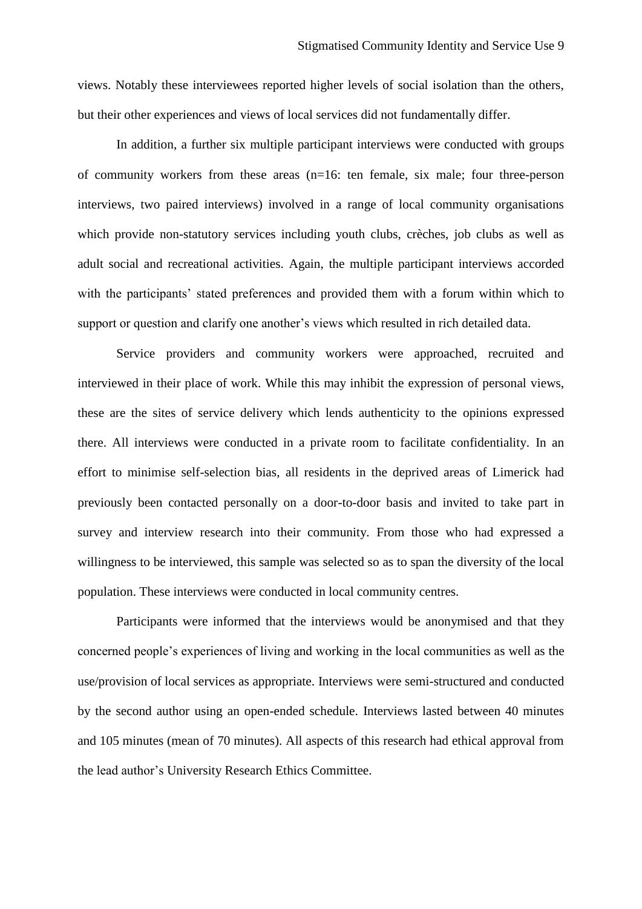views. Notably these interviewees reported higher levels of social isolation than the others, but their other experiences and views of local services did not fundamentally differ.

In addition, a further six multiple participant interviews were conducted with groups of community workers from these areas (n=16: ten female, six male; four three-person interviews, two paired interviews) involved in a range of local community organisations which provide non-statutory services including youth clubs, crèches, job clubs as well as adult social and recreational activities. Again, the multiple participant interviews accorded with the participants' stated preferences and provided them with a forum within which to support or question and clarify one another's views which resulted in rich detailed data.

Service providers and community workers were approached, recruited and interviewed in their place of work. While this may inhibit the expression of personal views, these are the sites of service delivery which lends authenticity to the opinions expressed there. All interviews were conducted in a private room to facilitate confidentiality. In an effort to minimise self-selection bias, all residents in the deprived areas of Limerick had previously been contacted personally on a door-to-door basis and invited to take part in survey and interview research into their community. From those who had expressed a willingness to be interviewed, this sample was selected so as to span the diversity of the local population. These interviews were conducted in local community centres.

Participants were informed that the interviews would be anonymised and that they concerned people's experiences of living and working in the local communities as well as the use/provision of local services as appropriate. Interviews were semi-structured and conducted by the second author using an open-ended schedule. Interviews lasted between 40 minutes and 105 minutes (mean of 70 minutes). All aspects of this research had ethical approval from the lead author's University Research Ethics Committee.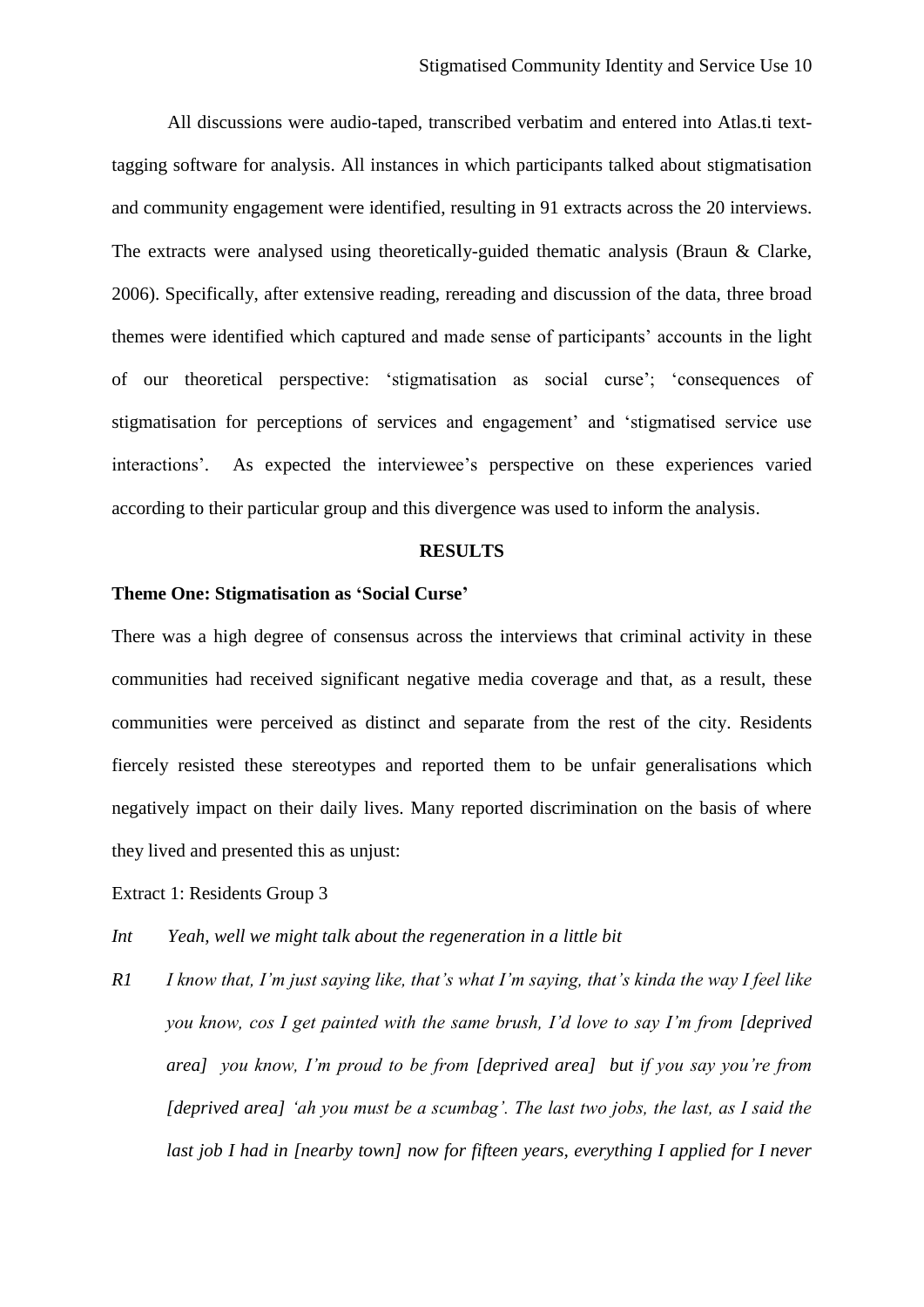All discussions were audio-taped, transcribed verbatim and entered into Atlas.ti text-tagging software for analysis. All instances in which participants talked about stigmatisation and community engagement were identified, resulting in 91 extracts across the 20 interviews. The extracts were analysed using theoretically-guided thematic analysis (Braun & Clarke, 2006). Specifically, after extensive reading, rereading and discussion of the data, three broad themes were identified which captured and made sense of participants' accounts in the light of our theoretical perspective: 'stigmatisation as social curse'; 'consequences of stigmatisation for perceptions of services and engagement' and 'stigmatised service use interactions'. As expected the interviewee's perspective on these experiences varied according to their particular group and this divergence was used to inform the analysis.

## RESULTS

### Theme One: Stigmatisation as 'Social Curse'

There was a high degree of consensus across the interviews that criminal activity in these communities had received significant negative media coverage and that, as a result, these communities were perceived as distinct and separate from the rest of the city. Residents fiercely resisted these stereotypes and reported them to be unfair generalisations which negatively impact on their daily lives. Many reported discrimination on the basis of where they lived and presented this as unjust:

Extract 1: Residents Group 3

*Int* *Yeah, well we might talk about the regeneration in a little bit*

*R1* *I know that, I'm just saying like, that's what I'm saying, that's kinda the way I feel like you know, cos I get painted with the same brush, I'd love to say I'm from [deprived area] you know, I'm proud to be from [deprived area] but if you say you're from [deprived area] 'ah you must be a scumbag'. The last two jobs, the last, as I said the last job I had in [nearby town] now for fifteen years, everything I applied for I never*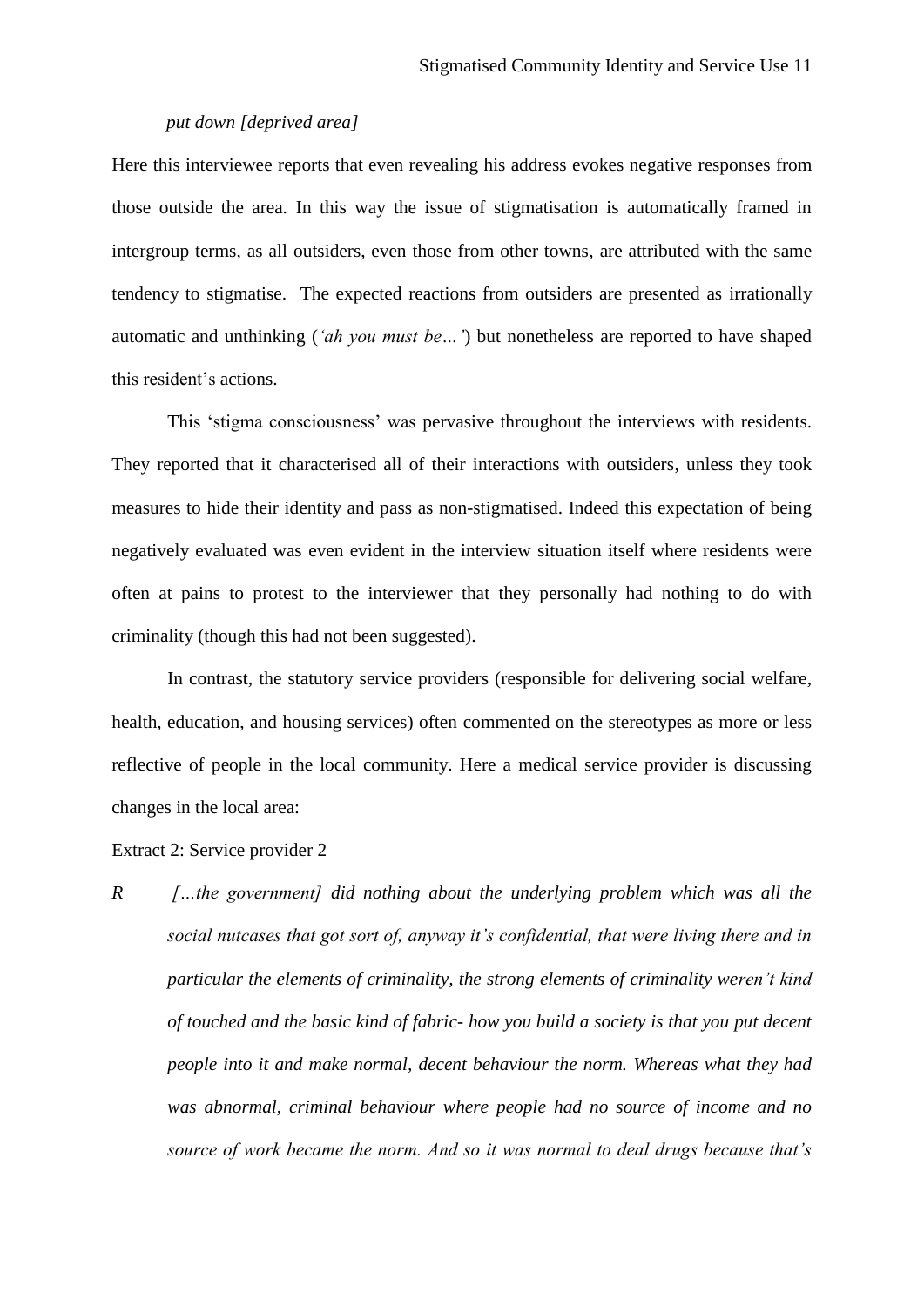*put down [deprived area]*

Here this interviewee reports that even revealing his address evokes negative responses from those outside the area. In this way the issue of stigmatisation is automatically framed in intergroup terms, as all outsiders, even those from other towns, are attributed with the same tendency to stigmatise. The expected reactions from outsiders are presented as irrationally automatic and unthinking (*'ah you must be…'*) but nonetheless are reported to have shaped this resident's actions.

This 'stigma consciousness' was pervasive throughout the interviews with residents. They reported that it characterised all of their interactions with outsiders, unless they took measures to hide their identity and pass as non-stigmatised. Indeed this expectation of being negatively evaluated was even evident in the interview situation itself where residents were often at pains to protest to the interviewer that they personally had nothing to do with criminality (though this had not been suggested).

In contrast, the statutory service providers (responsible for delivering social welfare, health, education, and housing services) often commented on the stereotypes as more or less reflective of people in the local community. Here a medical service provider is discussing changes in the local area:

Extract 2: Service provider 2

*R* *[…the government] did nothing about the underlying problem which was all the social nutcases that got sort of, anyway it's confidential, that were living there and in particular the elements of criminality, the strong elements of criminality weren't kind of touched and the basic kind of fabric- how you build a society is that you put decent people into it and make normal, decent behaviour the norm. Whereas what they had was abnormal, criminal behaviour where people had no source of income and no source of work became the norm. And so it was normal to deal drugs because that's*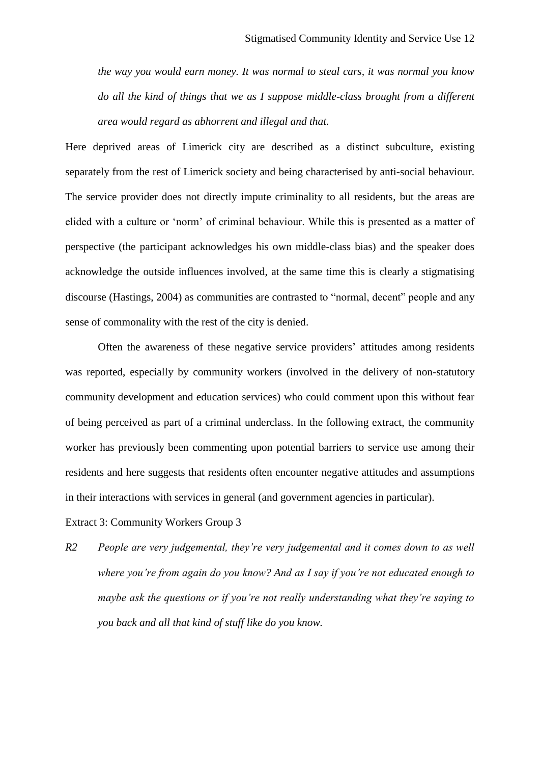*the way you would earn money. It was normal to steal cars, it was normal you know do all the kind of things that we as I suppose middle-class brought from a different area would regard as abhorrent and illegal and that.*

Here deprived areas of Limerick city are described as a distinct subculture, existing separately from the rest of Limerick society and being characterised by anti-social behaviour. The service provider does not directly impute criminality to all residents, but the areas are elided with a culture or 'norm' of criminal behaviour. While this is presented as a matter of perspective (the participant acknowledges his own middle-class bias) and the speaker does acknowledge the outside influences involved, at the same time this is clearly a stigmatising discourse (Hastings, 2004) as communities are contrasted to "normal, decent" people and any sense of commonality with the rest of the city is denied.

Often the awareness of these negative service providers' attitudes among residents was reported, especially by community workers (involved in the delivery of non-statutory community development and education services) who could comment upon this without fear of being perceived as part of a criminal underclass. In the following extract, the community worker has previously been commenting upon potential barriers to service use among their residents and here suggests that residents often encounter negative attitudes and assumptions in their interactions with services in general (and government agencies in particular).

Extract 3: Community Workers Group 3

*R2* *People are very judgemental, they're very judgemental and it comes down to as well where you're from again do you know? And as I say if you're not educated enough to maybe ask the questions or if you're not really understanding what they're saying to you back and all that kind of stuff like do you know.*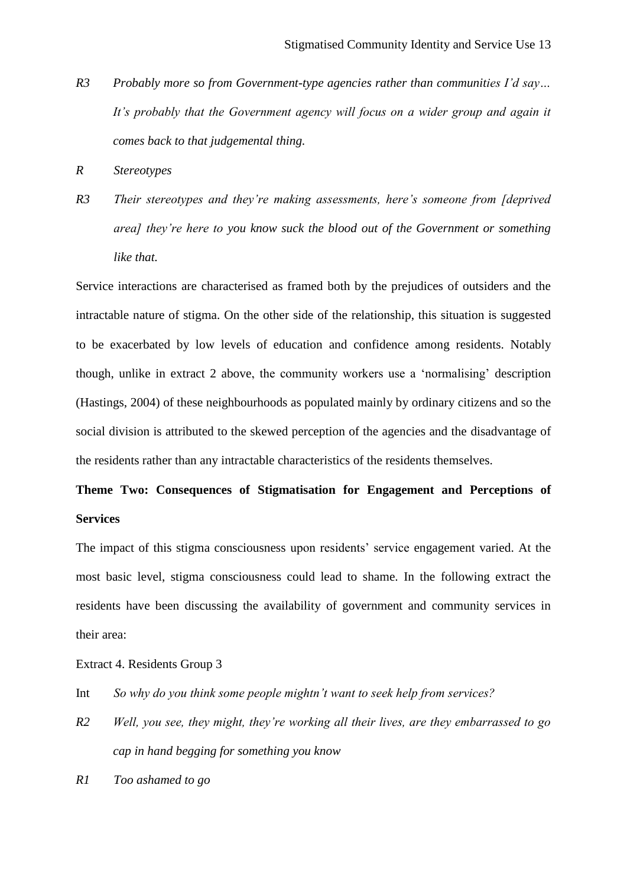*R3* *Probably more so from Government-type agencies rather than communities I'd say… It's probably that the Government agency will focus on a wider group and again it comes back to that judgemental thing.*

*R* *Stereotypes*

*R3* *Their stereotypes and they're making assessments, here's someone from [deprived area] they're here to you know suck the blood out of the Government or something like that.*

Service interactions are characterised as framed both by the prejudices of outsiders and the intractable nature of stigma. On the other side of the relationship, this situation is suggested to be exacerbated by low levels of education and confidence among residents. Notably though, unlike in extract 2 above, the community workers use a 'normalising' description (Hastings, 2004) of these neighbourhoods as populated mainly by ordinary citizens and so the social division is attributed to the skewed perception of the agencies and the disadvantage of the residents rather than any intractable characteristics of the residents themselves.

**Theme Two: Consequences of Stigmatisation for Engagement and Perceptions of Services**

The impact of this stigma consciousness upon residents' service engagement varied. At the most basic level, stigma consciousness could lead to shame. In the following extract the residents have been discussing the availability of government and community services in their area:

Extract 4. Residents Group 3

Int *So why do you think some people mightn't want to seek help from services?*

*R2* *Well, you see, they might, they're working all their lives, are they embarrassed to go cap in hand begging for something you know*

*R1* *Too ashamed to go*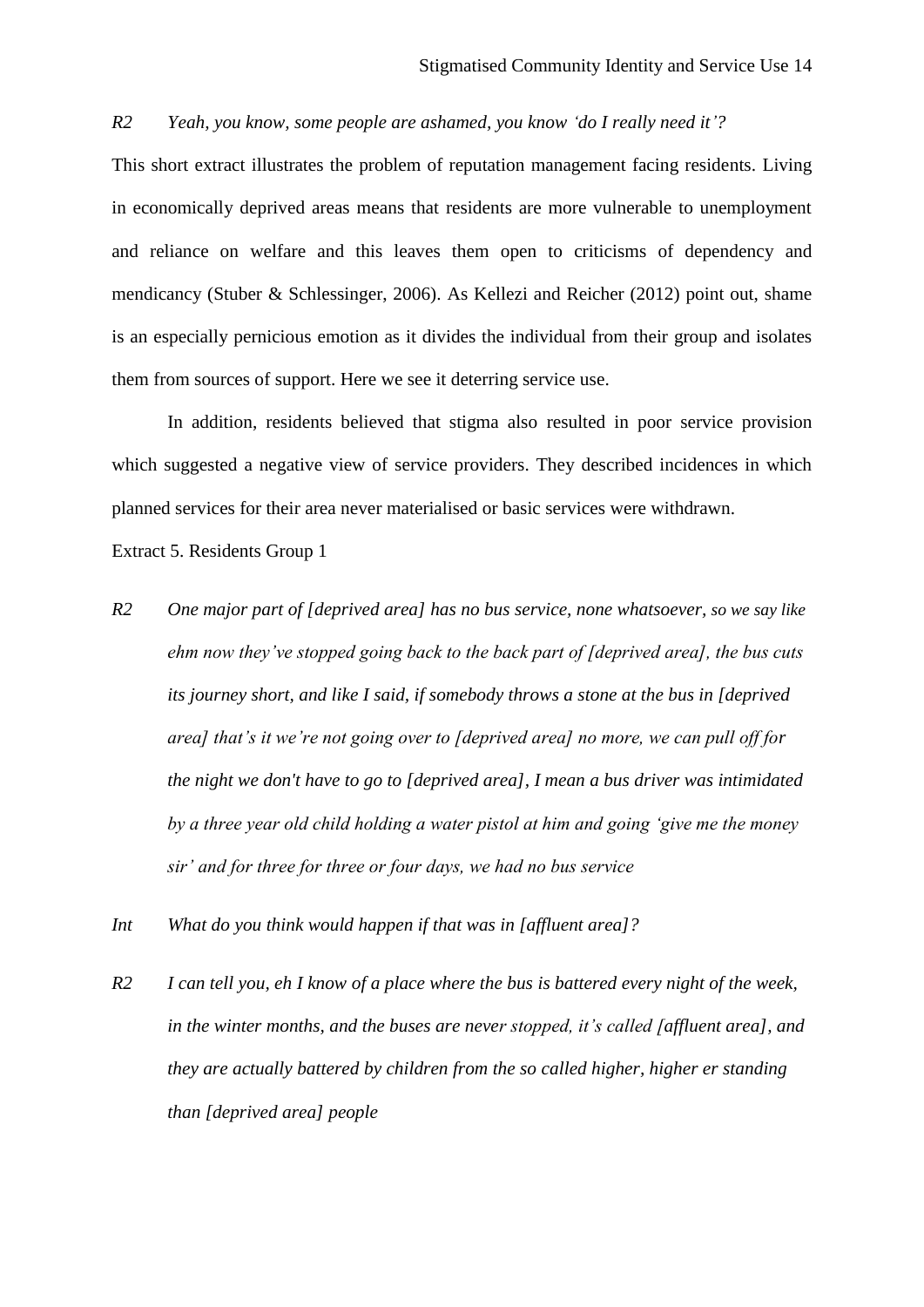*R2 Yeah, you know, some people are ashamed, you know 'do I really need it'?*

This short extract illustrates the problem of reputation management facing residents. Living in economically deprived areas means that residents are more vulnerable to unemployment and reliance on welfare and this leaves them open to criticisms of dependency and mendicancy (Stuber & Schlessinger, 2006). As Kellezi and Reicher (2012) point out, shame is an especially pernicious emotion as it divides the individual from their group and isolates them from sources of support. Here we see it deterring service use.

In addition, residents believed that stigma also resulted in poor service provision which suggested a negative view of service providers. They described incidences in which planned services for their area never materialised or basic services were withdrawn.

Extract 5. Residents Group 1

*R2 One major part of [deprived area] has no bus service, none whatsoever, so we say like ehm now they've stopped going back to the back part of [deprived area], the bus cuts its journey short, and like I said, if somebody throws a stone at the bus in [deprived area] that's it we're not going over to [deprived area] no more, we can pull off for the night we don't have to go to [deprived area], I mean a bus driver was intimidated by a three year old child holding a water pistol at him and going 'give me the money sir' and for three for three or four days, we had no bus service*

*Int What do you think would happen if that was in [affluent area]?*

*R2 I can tell you, eh I know of a place where the bus is battered every night of the week, in the winter months, and the buses are never stopped, it's called [affluent area], and they are actually battered by children from the so called higher, higher er standing than [deprived area] people*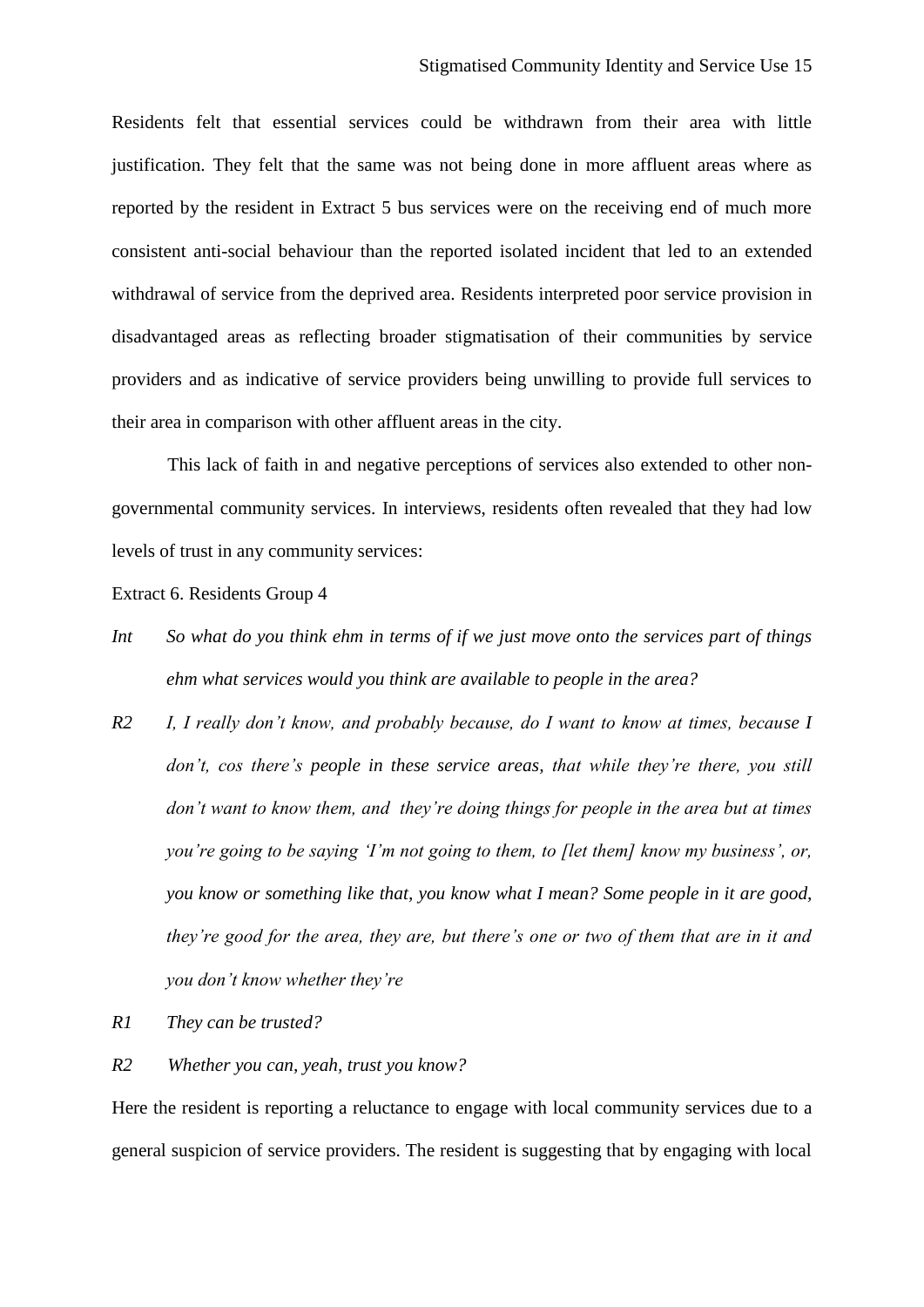Residents felt that essential services could be withdrawn from their area with little justification. They felt that the same was not being done in more affluent areas where as reported by the resident in Extract 5 bus services were on the receiving end of much more consistent anti-social behaviour than the reported isolated incident that led to an extended withdrawal of service from the deprived area. Residents interpreted poor service provision in disadvantaged areas as reflecting broader stigmatisation of their communities by service providers and as indicative of service providers being unwilling to provide full services to their area in comparison with other affluent areas in the city.

This lack of faith in and negative perceptions of services also extended to other non-governmental community services. In interviews, residents often revealed that they had low levels of trust in any community services:

Extract 6. Residents Group 4

*Int* *So what do you think ehm in terms of if we just move onto the services part of things ehm what services would you think are available to people in the area?*

*R2* *I, I really don't know, and probably because, do I want to know at times, because I don't, cos there's people in these service areas, that while they're there, you still don't want to know them, and they're doing things for people in the area but at times you're going to be saying 'I'm not going to them, to [let them] know my business', or, you know or something like that, you know what I mean? Some people in it are good, they're good for the area, they are, but there's one or two of them that are in it and you don't know whether they're*

*R1* *They can be trusted?*

*R2* *Whether you can, yeah, trust you know?*

Here the resident is reporting a reluctance to engage with local community services due to a general suspicion of service providers. The resident is suggesting that by engaging with local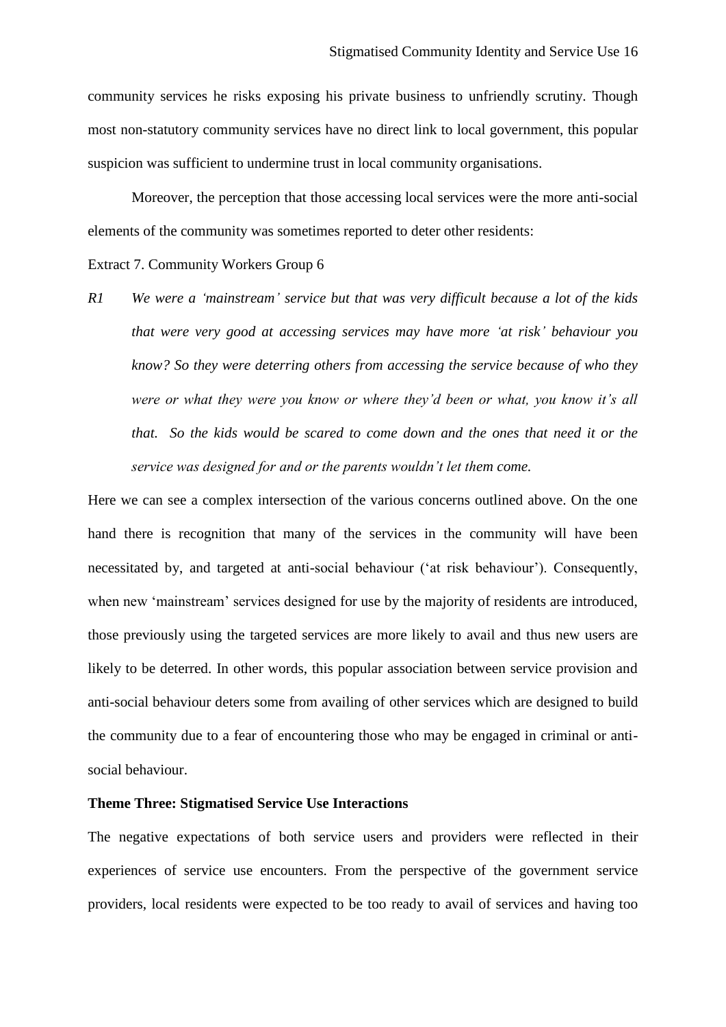community services he risks exposing his private business to unfriendly scrutiny. Though most non-statutory community services have no direct link to local government, this popular suspicion was sufficient to undermine trust in local community organisations.

Moreover, the perception that those accessing local services were the more anti-social elements of the community was sometimes reported to deter other residents:

Extract 7. Community Workers Group 6

*R1* *We were a 'mainstream' service but that was very difficult because a lot of the kids that were very good at accessing services may have more 'at risk' behaviour you know? So they were deterring others from accessing the service because of who they were or what they were you know or where they'd been or what, you know it's all that. So the kids would be scared to come down and the ones that need it or the service was designed for and or the parents wouldn't let them come.*

Here we can see a complex intersection of the various concerns outlined above. On the one hand there is recognition that many of the services in the community will have been necessitated by, and targeted at anti-social behaviour ('at risk behaviour'). Consequently, when new 'mainstream' services designed for use by the majority of residents are introduced, those previously using the targeted services are more likely to avail and thus new users are likely to be deterred. In other words, this popular association between service provision and anti-social behaviour deters some from availing of other services which are designed to build the community due to a fear of encountering those who may be engaged in criminal or anti-social behaviour.

**Theme Three: Stigmatised Service Use Interactions**

The negative expectations of both service users and providers were reflected in their experiences of service use encounters. From the perspective of the government service providers, local residents were expected to be too ready to avail of services and having too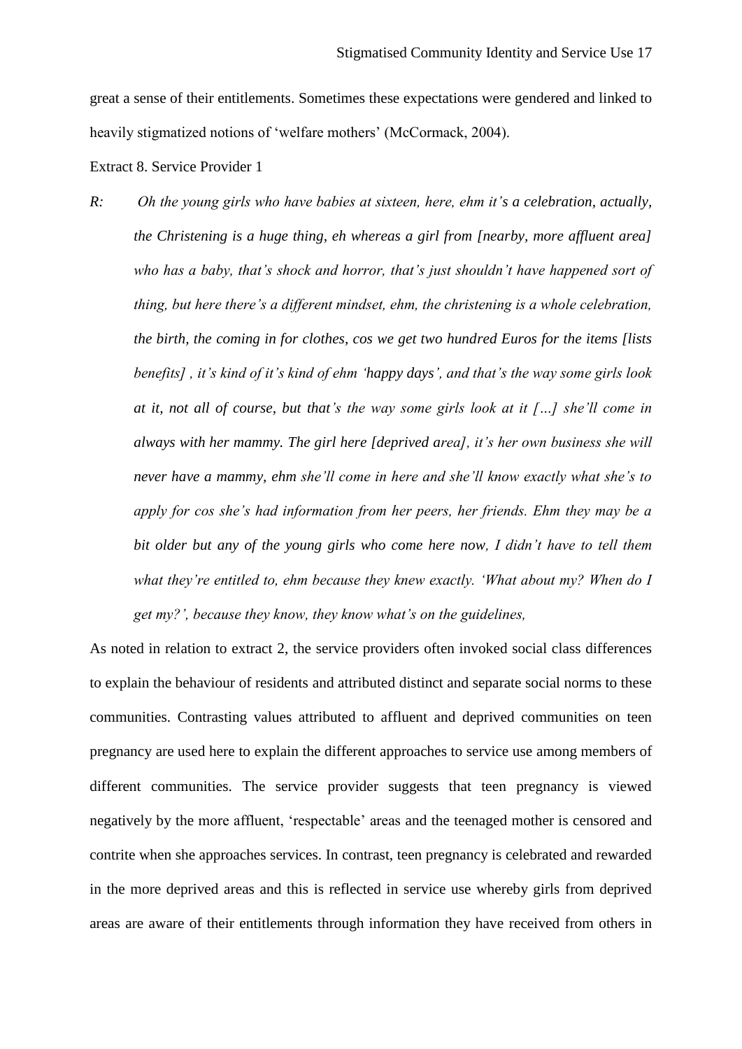great a sense of their entitlements. Sometimes these expectations were gendered and linked to heavily stigmatized notions of 'welfare mothers' (McCormack, 2004).

Extract 8. Service Provider 1

*R:* *Oh the young girls who have babies at sixteen, here, ehm it's a celebration, actually, the Christening is a huge thing, eh whereas a girl from [nearby, more affluent area] who has a baby, that's shock and horror, that's just shouldn't have happened sort of thing, but here there's a different mindset, ehm, the christening is a whole celebration, the birth, the coming in for clothes, cos we get two hundred Euros for the items [lists benefits] , it's kind of it's kind of ehm 'happy days', and that's the way some girls look at it, not all of course, but that's the way some girls look at it […] she'll come in always with her mammy. The girl here [deprived area], it's her own business she will never have a mammy, ehm she'll come in here and she'll know exactly what she's to apply for cos she's had information from her peers, her friends. Ehm they may be a bit older but any of the young girls who come here now, I didn't have to tell them what they're entitled to, ehm because they knew exactly. 'What about my? When do I get my?', because they know, they know what's on the guidelines,*

As noted in relation to extract 2, the service providers often invoked social class differences to explain the behaviour of residents and attributed distinct and separate social norms to these communities. Contrasting values attributed to affluent and deprived communities on teen pregnancy are used here to explain the different approaches to service use among members of different communities. The service provider suggests that teen pregnancy is viewed negatively by the more affluent, 'respectable' areas and the teenaged mother is censored and contrite when she approaches services. In contrast, teen pregnancy is celebrated and rewarded in the more deprived areas and this is reflected in service use whereby girls from deprived areas are aware of their entitlements through information they have received from others in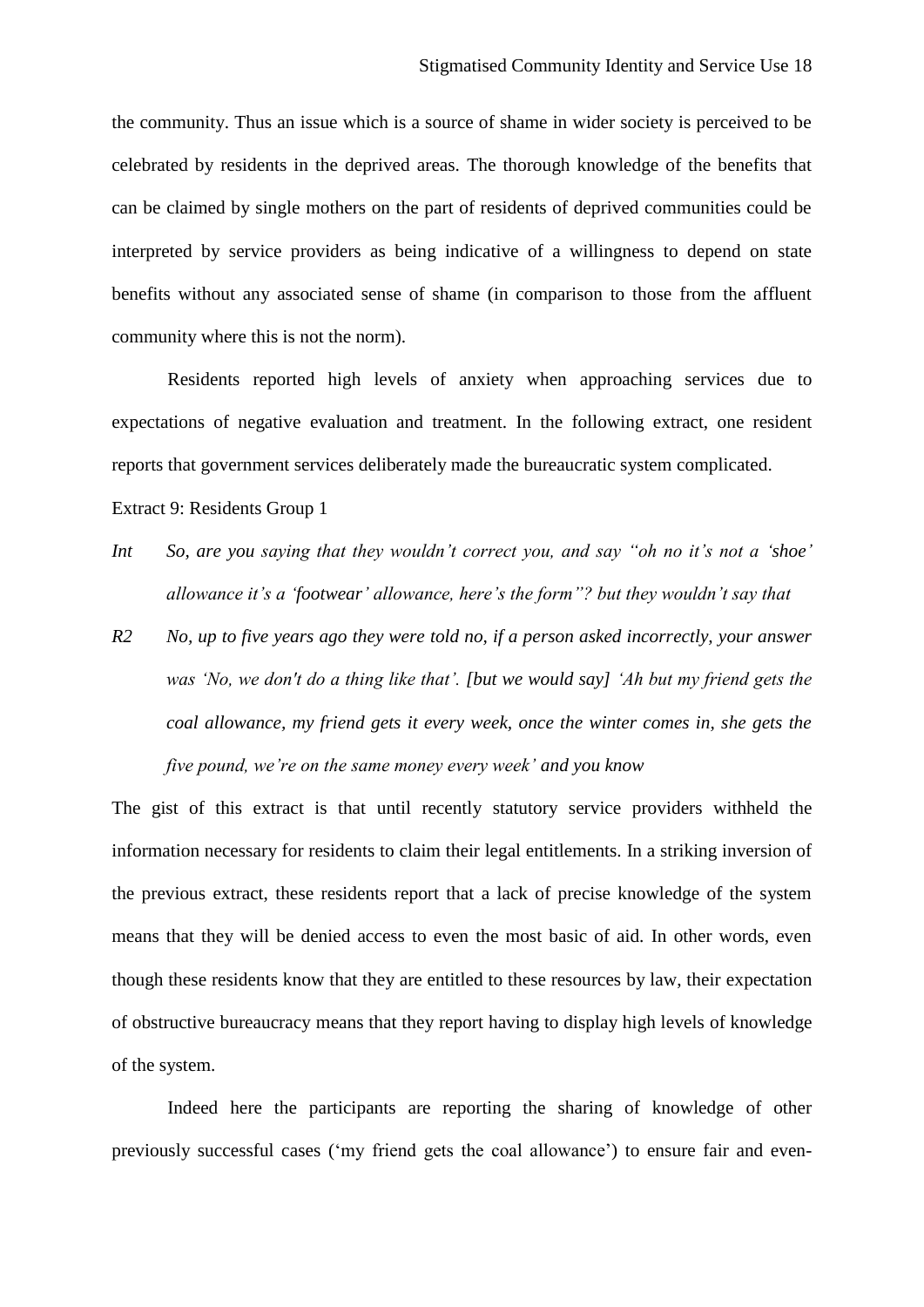the community. Thus an issue which is a source of shame in wider society is perceived to be celebrated by residents in the deprived areas. The thorough knowledge of the benefits that can be claimed by single mothers on the part of residents of deprived communities could be interpreted by service providers as being indicative of a willingness to depend on state benefits without any associated sense of shame (in comparison to those from the affluent community where this is not the norm).

Residents reported high levels of anxiety when approaching services due to expectations of negative evaluation and treatment. In the following extract, one resident reports that government services deliberately made the bureaucratic system complicated.

Extract 9: Residents Group 1

*Int* *So, are you saying that they wouldn't correct you, and say "oh no it's not a 'shoe' allowance it's a 'footwear' allowance, here's the form"? but they wouldn't say that*

*R2* *No, up to five years ago they were told no, if a person asked incorrectly, your answer was 'No, we don't do a thing like that'. [but we would say] 'Ah but my friend gets the coal allowance, my friend gets it every week, once the winter comes in, she gets the five pound, we're on the same money every week' and you know*

The gist of this extract is that until recently statutory service providers withheld the information necessary for residents to claim their legal entitlements. In a striking inversion of the previous extract, these residents report that a lack of precise knowledge of the system means that they will be denied access to even the most basic of aid. In other words, even though these residents know that they are entitled to these resources by law, their expectation of obstructive bureaucracy means that they report having to display high levels of knowledge of the system.

Indeed here the participants are reporting the sharing of knowledge of other previously successful cases ('my friend gets the coal allowance') to ensure fair and even-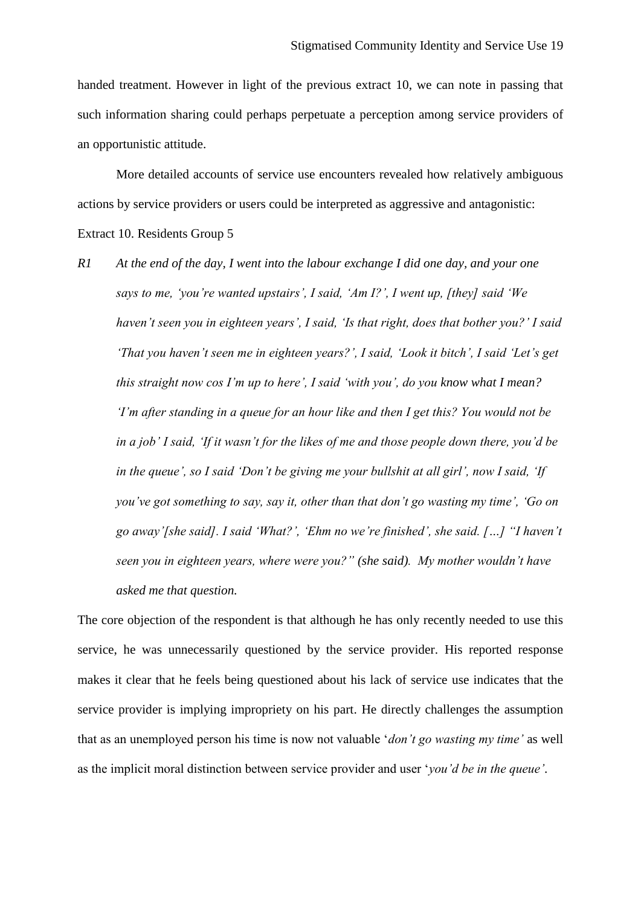handed treatment. However in light of the previous extract 10, we can note in passing that such information sharing could perhaps perpetuate a perception among service providers of an opportunistic attitude.

More detailed accounts of service use encounters revealed how relatively ambiguous actions by service providers or users could be interpreted as aggressive and antagonistic:

Extract 10. Residents Group 5

*R1* *At the end of the day, I went into the labour exchange I did one day, and your one says to me, 'you're wanted upstairs', I said, 'Am I?', I went up, [they] said 'We haven't seen you in eighteen years', I said, 'Is that right, does that bother you?' I said 'That you haven't seen me in eighteen years?', I said, 'Look it bitch', I said 'Let's get this straight now cos I'm up to here', I said 'with you', do you know what I mean? 'I'm after standing in a queue for an hour like and then I get this? You would not be in a job' I said, 'If it wasn't for the likes of me and those people down there, you'd be in the queue', so I said 'Don't be giving me your bullshit at all girl', now I said, 'If you've got something to say, say it, other than that don't go wasting my time', 'Go on go away'[she said]. I said 'What?', 'Ehm no we're finished', she said. […] "I haven't seen you in eighteen years, where were you?" (she said). My mother wouldn't have asked me that question.*

The core objection of the respondent is that although he has only recently needed to use this service, he was unnecessarily questioned by the service provider. His reported response makes it clear that he feels being questioned about his lack of service use indicates that the service provider is implying impropriety on his part. He directly challenges the assumption that as an unemployed person his time is now not valuable '*don't go wasting my time'* as well as the implicit moral distinction between service provider and user '*you'd be in the queue'*.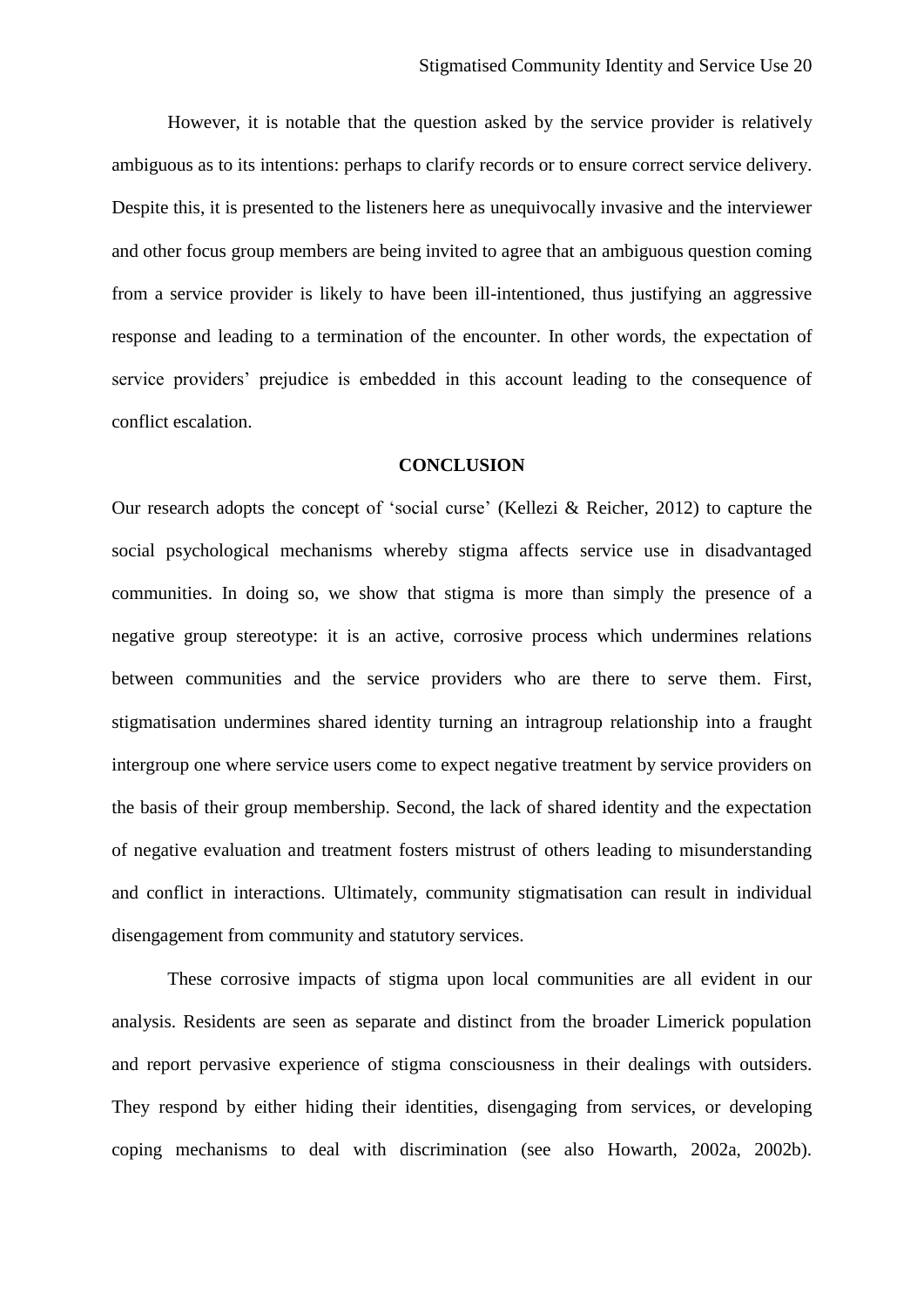However, it is notable that the question asked by the service provider is relatively ambiguous as to its intentions: perhaps to clarify records or to ensure correct service delivery. Despite this, it is presented to the listeners here as unequivocally invasive and the interviewer and other focus group members are being invited to agree that an ambiguous question coming from a service provider is likely to have been ill-intentioned, thus justifying an aggressive response and leading to a termination of the encounter. In other words, the expectation of service providers' prejudice is embedded in this account leading to the consequence of conflict escalation.

## CONCLUSION

Our research adopts the concept of 'social curse' (Kellezi & Reicher, 2012) to capture the social psychological mechanisms whereby stigma affects service use in disadvantaged communities. In doing so, we show that stigma is more than simply the presence of a negative group stereotype: it is an active, corrosive process which undermines relations between communities and the service providers who are there to serve them. First, stigmatisation undermines shared identity turning an intragroup relationship into a fraught intergroup one where service users come to expect negative treatment by service providers on the basis of their group membership. Second, the lack of shared identity and the expectation of negative evaluation and treatment fosters mistrust of others leading to misunderstanding and conflict in interactions. Ultimately, community stigmatisation can result in individual disengagement from community and statutory services.

These corrosive impacts of stigma upon local communities are all evident in our analysis. Residents are seen as separate and distinct from the broader Limerick population and report pervasive experience of stigma consciousness in their dealings with outsiders. They respond by either hiding their identities, disengaging from services, or developing coping mechanisms to deal with discrimination (see also Howarth, 2002a, 2002b).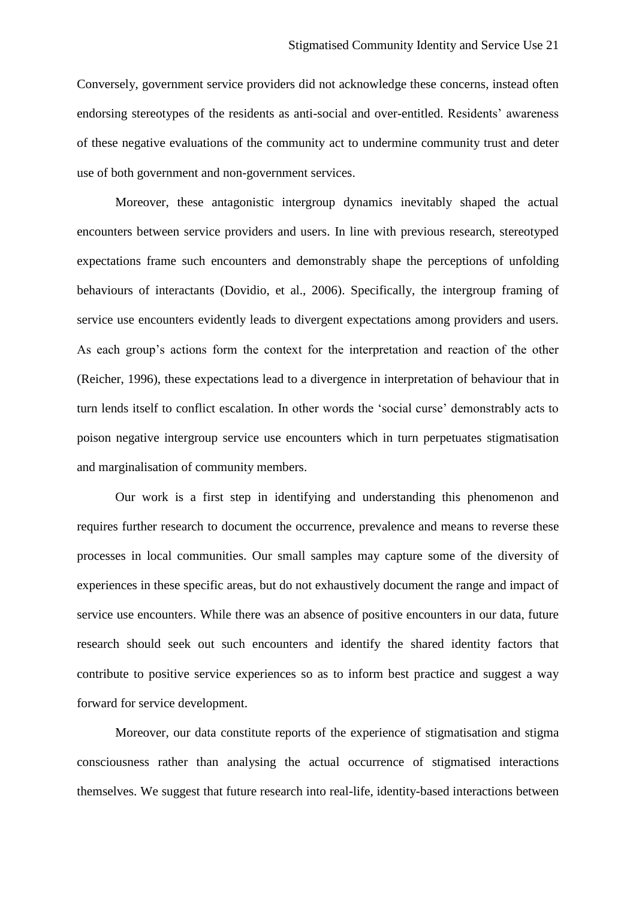Conversely, government service providers did not acknowledge these concerns, instead often endorsing stereotypes of the residents as anti-social and over-entitled. Residents' awareness of these negative evaluations of the community act to undermine community trust and deter use of both government and non-government services.

Moreover, these antagonistic intergroup dynamics inevitably shaped the actual encounters between service providers and users. In line with previous research, stereotyped expectations frame such encounters and demonstrably shape the perceptions of unfolding behaviours of interactants (Dovidio, et al., 2006). Specifically, the intergroup framing of service use encounters evidently leads to divergent expectations among providers and users. As each group's actions form the context for the interpretation and reaction of the other (Reicher, 1996), these expectations lead to a divergence in interpretation of behaviour that in turn lends itself to conflict escalation. In other words the 'social curse' demonstrably acts to poison negative intergroup service use encounters which in turn perpetuates stigmatisation and marginalisation of community members.

Our work is a first step in identifying and understanding this phenomenon and requires further research to document the occurrence, prevalence and means to reverse these processes in local communities. Our small samples may capture some of the diversity of experiences in these specific areas, but do not exhaustively document the range and impact of service use encounters. While there was an absence of positive encounters in our data, future research should seek out such encounters and identify the shared identity factors that contribute to positive service experiences so as to inform best practice and suggest a way forward for service development.

Moreover, our data constitute reports of the experience of stigmatisation and stigma consciousness rather than analysing the actual occurrence of stigmatised interactions themselves. We suggest that future research into real-life, identity-based interactions between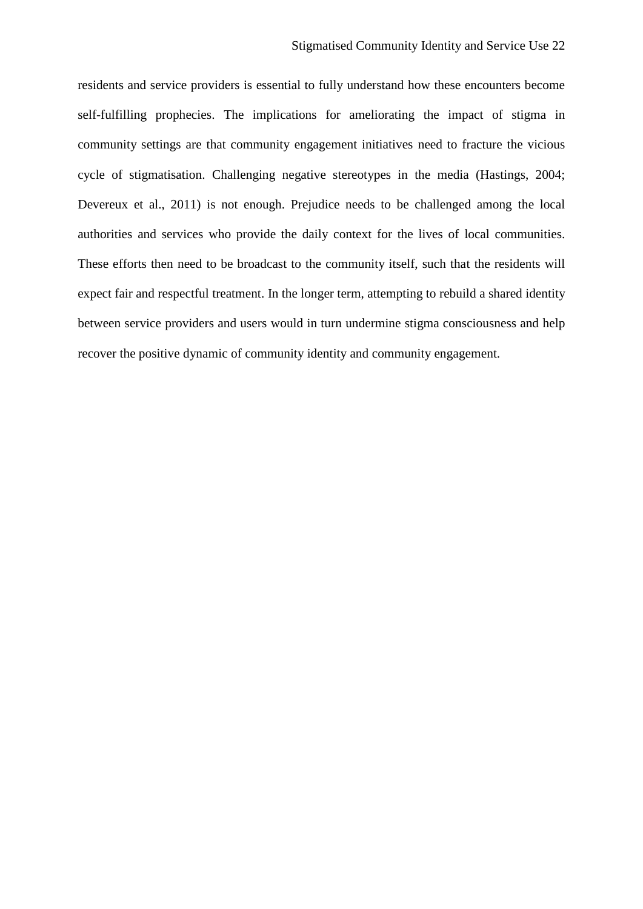residents and service providers is essential to fully understand how these encounters become self-fulfilling prophecies. The implications for ameliorating the impact of stigma in community settings are that community engagement initiatives need to fracture the vicious cycle of stigmatisation. Challenging negative stereotypes in the media (Hastings, 2004; Devereux et al., 2011) is not enough. Prejudice needs to be challenged among the local authorities and services who provide the daily context for the lives of local communities. These efforts then need to be broadcast to the community itself, such that the residents will expect fair and respectful treatment. In the longer term, attempting to rebuild a shared identity between service providers and users would in turn undermine stigma consciousness and help recover the positive dynamic of community identity and community engagement.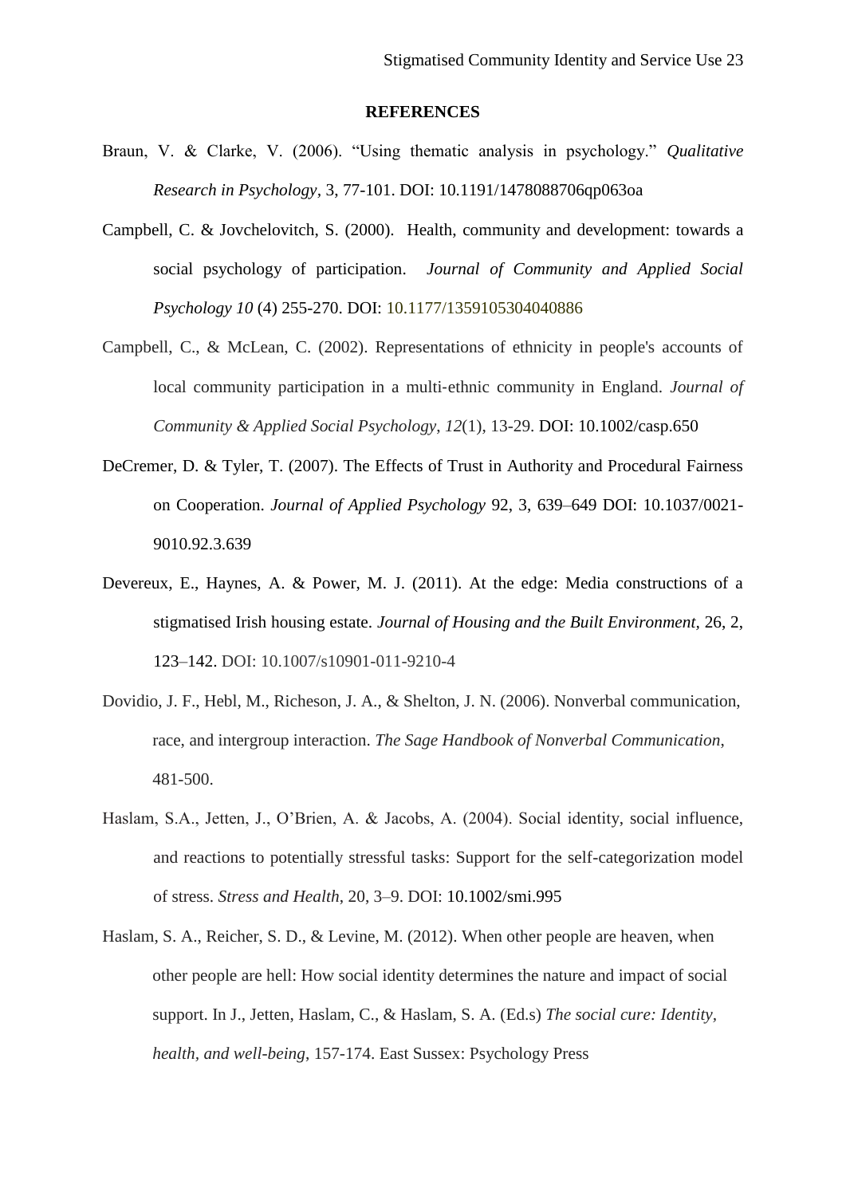**REFERENCES**

Braun, V. & Clarke, V. (2006). “Using thematic analysis in psychology.” *Qualitative Research in Psychology*, 3, 77-101. DOI: 10.1191/1478088706qp063oa

Campbell, C. & Jovchelovitch, S. (2000). Health, community and development: towards a social psychology of participation. *Journal of Community and Applied Social Psychology 10* (4) 255-270. DOI: 10.1177/1359105304040886

Campbell, C., & McLean, C. (2002). Representations of ethnicity in people's accounts of local community participation in a multi-ethnic community in England. *Journal of Community & Applied Social Psychology*, *12*(1), 13-29. DOI: 10.1002/casp.650

DeCremer, D. & Tyler, T. (2007). The Effects of Trust in Authority and Procedural Fairness on Cooperation. *Journal of Applied Psychology* 92, 3, 639–649 DOI: 10.1037/0021-9010.92.3.639

Devereux, E., Haynes, A. & Power, M. J. (2011). At the edge: Media constructions of a stigmatised Irish housing estate. *Journal of Housing and the Built Environment*, 26, 2, 123–142. DOI: 10.1007/s10901-011-9210-4

Dovidio, J. F., Hebl, M., Richeson, J. A., & Shelton, J. N. (2006). Nonverbal communication, race, and intergroup interaction. *The Sage Handbook of Nonverbal Communication*, 481-500.

Haslam, S.A., Jetten, J., O’Brien, A. & Jacobs, A. (2004). Social identity, social influence, and reactions to potentially stressful tasks: Support for the self-categorization model of stress. *Stress and Health*, 20, 3–9. DOI: 10.1002/smi.995

Haslam, S. A., Reicher, S. D., & Levine, M. (2012). When other people are heaven, when other people are hell: How social identity determines the nature and impact of social support. In J., Jetten, Haslam, C., & Haslam, S. A. (Ed.s) *The social cure: Identity, health, and well-being*, 157-174. East Sussex: Psychology Press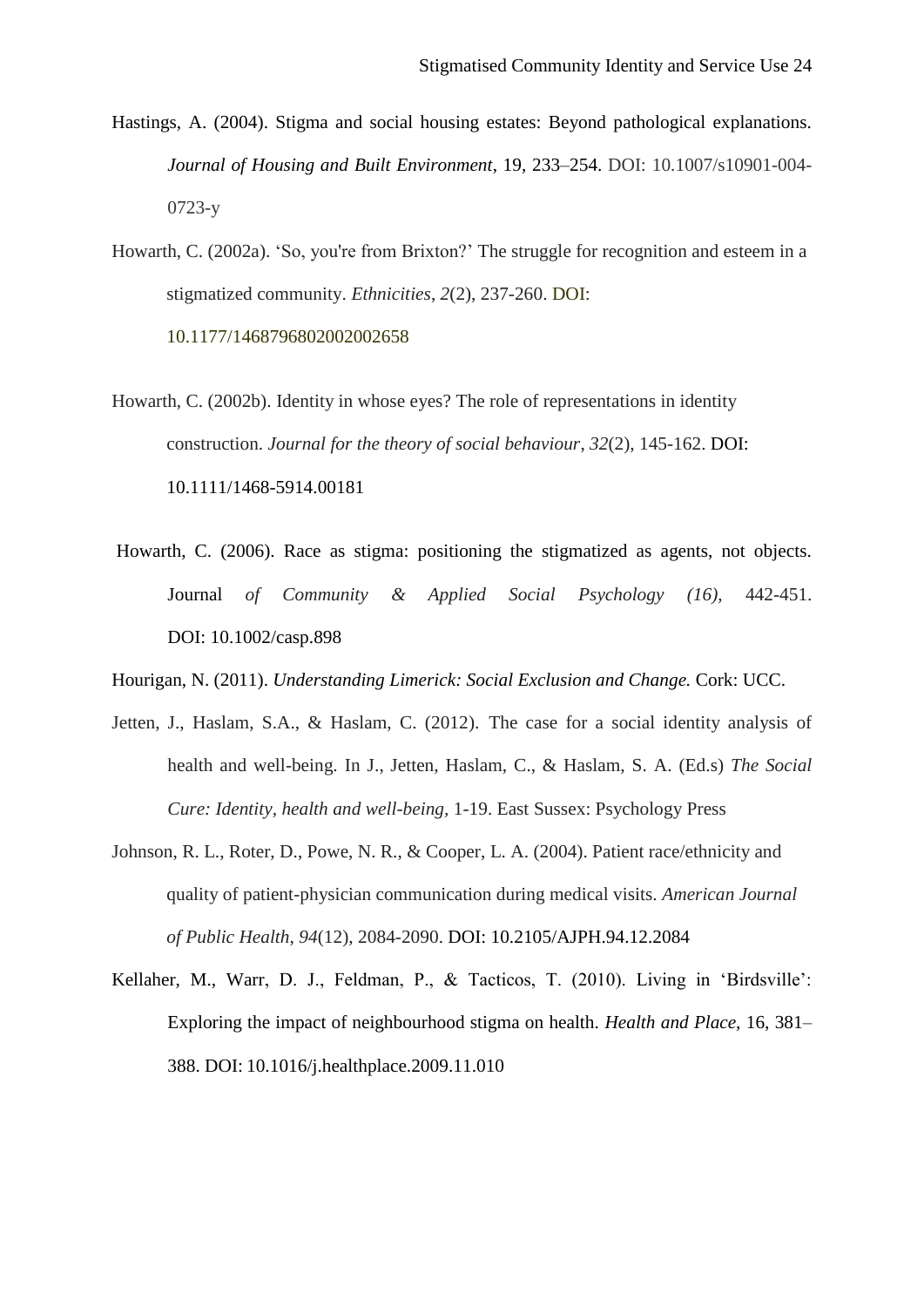Hastings, A. (2004). Stigma and social housing estates: Beyond pathological explanations. *Journal of Housing and Built Environment*, 19, 233–254. DOI: 10.1007/s10901-004-0723-y

Howarth, C. (2002a). ‘So, you're from Brixton?’ The struggle for recognition and esteem in a stigmatized community. *Ethnicities*, *2*(2), 237-260. DOI: 10.1177/1468796802002002658

Howarth, C. (2002b). Identity in whose eyes? The role of representations in identity construction. *Journal for the theory of social behaviour*, *32*(2), 145-162. DOI: 10.1111/1468-5914.00181

Howarth, C. (2006). Race as stigma: positioning the stigmatized as agents, not objects. Journal *of Community & Applied Social Psychology (16)*, 442-451. DOI: 10.1002/casp.898

Hourigan, N. (2011). *Understanding Limerick: Social Exclusion and Change.* Cork: UCC.

Jetten, J., Haslam, S.A., & Haslam, C. (2012). The case for a social identity analysis of health and well-being. In J., Jetten, Haslam, C., & Haslam, S. A. (Ed.s) *The Social Cure: Identity, health and well-being,* 1-19. East Sussex: Psychology Press

Johnson, R. L., Roter, D., Powe, N. R., & Cooper, L. A. (2004). Patient race/ethnicity and quality of patient-physician communication during medical visits. *American Journal of Public Health, 94*(12), 2084-2090. DOI: 10.2105/AJPH.94.12.2084

Kellaher, M., Warr, D. J., Feldman, P., & Tacticos, T. (2010). Living in ‘Birdsville’: Exploring the impact of neighbourhood stigma on health. *Health and Place,* 16, 381–388. DOI: 10.1016/j.healthplace.2009.11.010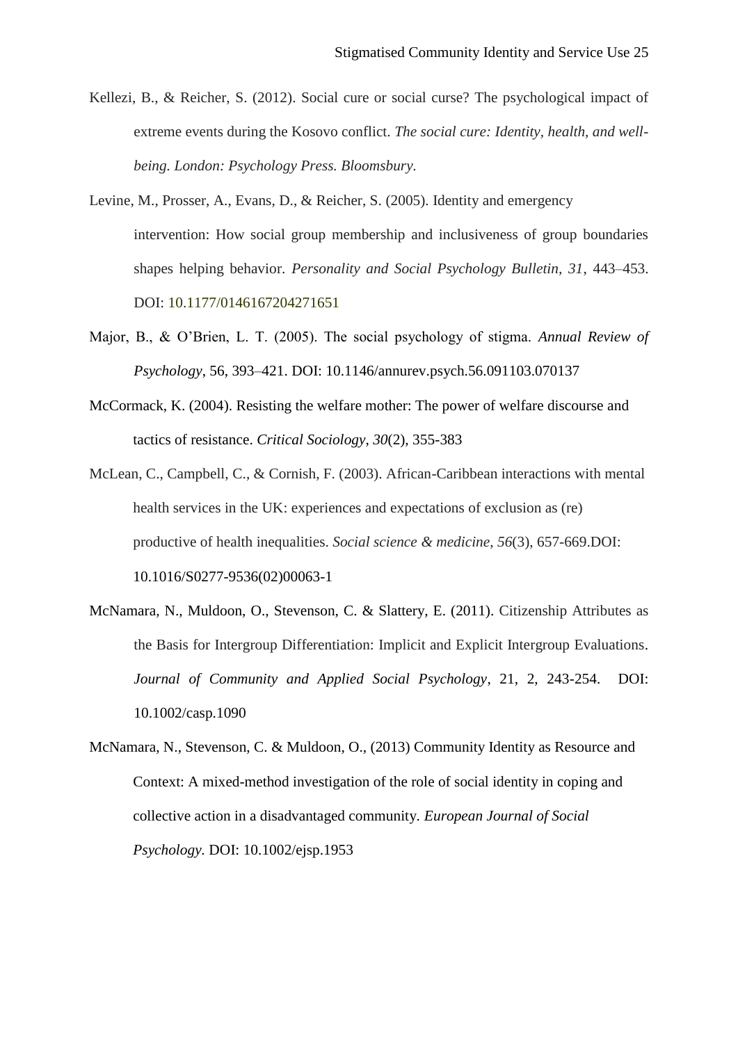Kellezi, B., & Reicher, S. (2012). Social cure or social curse? The psychological impact of extreme events during the Kosovo conflict. *The social cure: Identity, health, and well-being. London: Psychology Press. Bloomsbury.*

Levine, M., Prosser, A., Evans, D., & Reicher, S. (2005). Identity and emergency intervention: How social group membership and inclusiveness of group boundaries shapes helping behavior. *Personality and Social Psychology Bulletin*, *31*, 443–453. DOI: 10.1177/0146167204271651

Major, B., & O'Brien, L. T. (2005). The social psychology of stigma. *Annual Review of Psychology*, 56, 393–421. DOI: 10.1146/annurev.psych.56.091103.070137

McCormack, K. (2004). Resisting the welfare mother: The power of welfare discourse and tactics of resistance. *Critical Sociology*, *30*(2), 355-383

McLean, C., Campbell, C., & Cornish, F. (2003). African-Caribbean interactions with mental health services in the UK: experiences and expectations of exclusion as (re) productive of health inequalities. *Social science & medicine*, *56*(3), 657-669.DOI: 10.1016/S0277-9536(02)00063-1

McNamara, N., Muldoon, O., Stevenson, C. & Slattery, E. (2011). Citizenship Attributes as the Basis for Intergroup Differentiation: Implicit and Explicit Intergroup Evaluations. *Journal of Community and Applied Social Psychology*, 21, 2, 243-254. DOI: 10.1002/casp.1090

McNamara, N., Stevenson, C. & Muldoon, O., (2013) Community Identity as Resource and Context: A mixed-method investigation of the role of social identity in coping and collective action in a disadvantaged community. *European Journal of Social Psychology*. DOI: 10.1002/ejsp.1953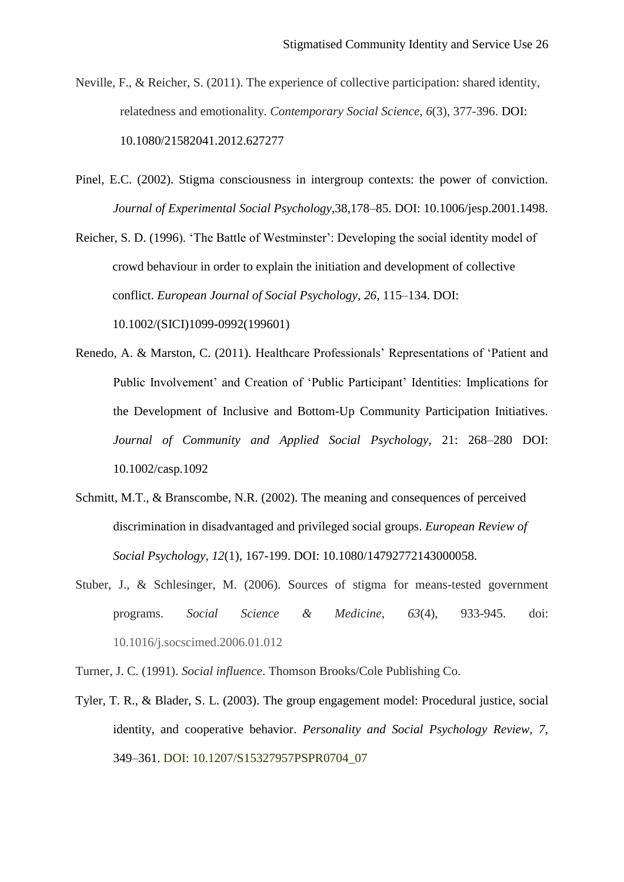Neville, F., & Reicher, S. (2011). The experience of collective participation: shared identity, relatedness and emotionality. *Contemporary Social Science*, *6*(3), 377-396. DOI: 10.1080/21582041.2012.627277

Pinel, E.C. (2002). Stigma consciousness in intergroup contexts: the power of conviction. *Journal of Experimental Social Psychology*,38,178–85. DOI: 10.1006/jesp.2001.1498.

Reicher, S. D. (1996). 'The Battle of Westminster': Developing the social identity model of crowd behaviour in order to explain the initiation and development of collective conflict. *European Journal of Social Psychology, 26*, 115–134. DOI: 10.1002/(SICI)1099-0992(199601)

Renedo, A. & Marston, C. (2011). Healthcare Professionals' Representations of 'Patient and Public Involvement' and Creation of 'Public Participant' Identities: Implications for the Development of Inclusive and Bottom-Up Community Participation Initiatives. *Journal of Community and Applied Social Psychology*, 21: 268–280 DOI: 10.1002/casp.1092

Schmitt, M.T., & Branscombe, N.R. (2002). The meaning and consequences of perceived discrimination in disadvantaged and privileged social groups. *European Review of Social Psychology, 12*(1), 167-199. DOI: 10.1080/14792772143000058.

Stuber, J., & Schlesinger, M. (2006). Sources of stigma for means-tested government programs. *Social Science & Medicine*, *63*(4), 933-945. doi: 10.1016/j.socscimed.2006.01.012

Turner, J. C. (1991). *Social influence*. Thomson Brooks/Cole Publishing Co.

Tyler, T. R., & Blader, S. L. (2003). The group engagement model: Procedural justice, social identity, and cooperative behavior. *Personality and Social Psychology Review, 7*, 349–361. DOI: 10.1207/S15327957PSPR0704_07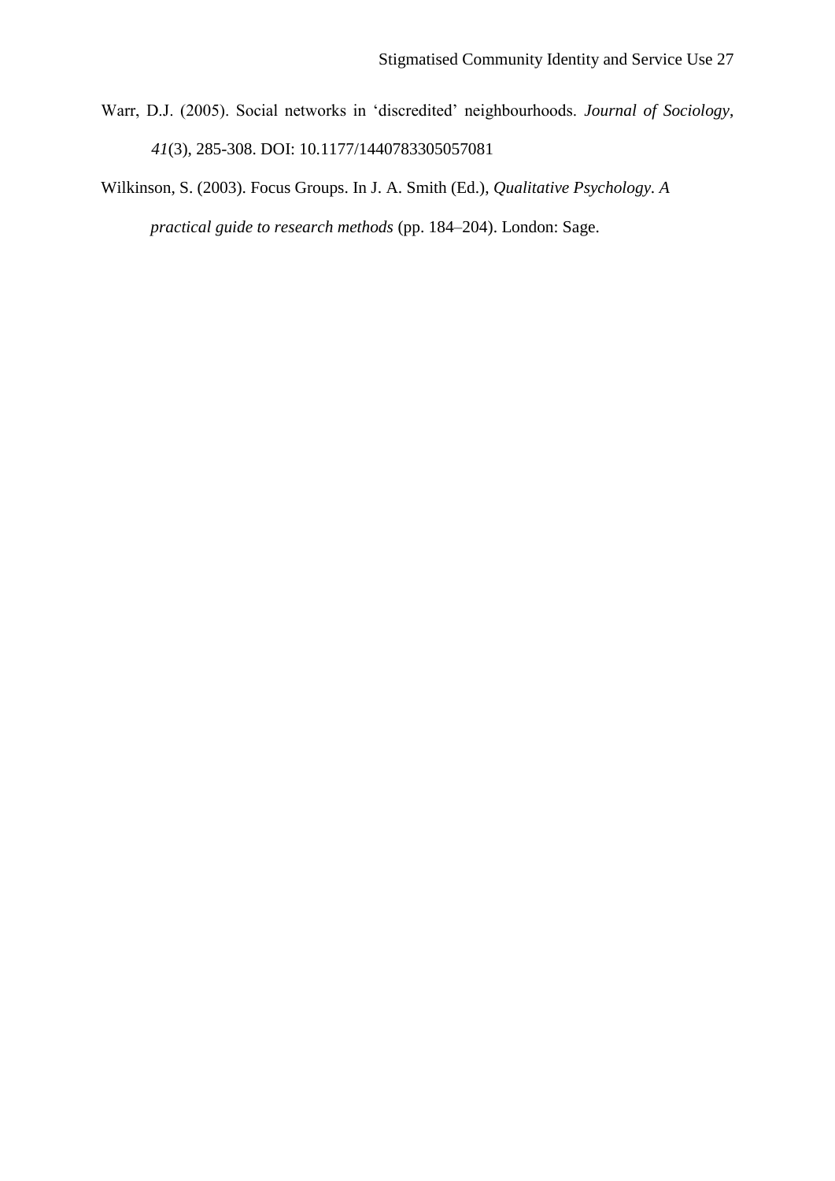Warr, D.J. (2005). Social networks in 'discredited' neighbourhoods. *Journal of Sociology*, *41*(3), 285-308. DOI: 10.1177/1440783305057081

Wilkinson, S. (2003). Focus Groups. In J. A. Smith (Ed.), *Qualitative Psychology. A practical guide to research methods* (pp. 184–204). London: Sage.